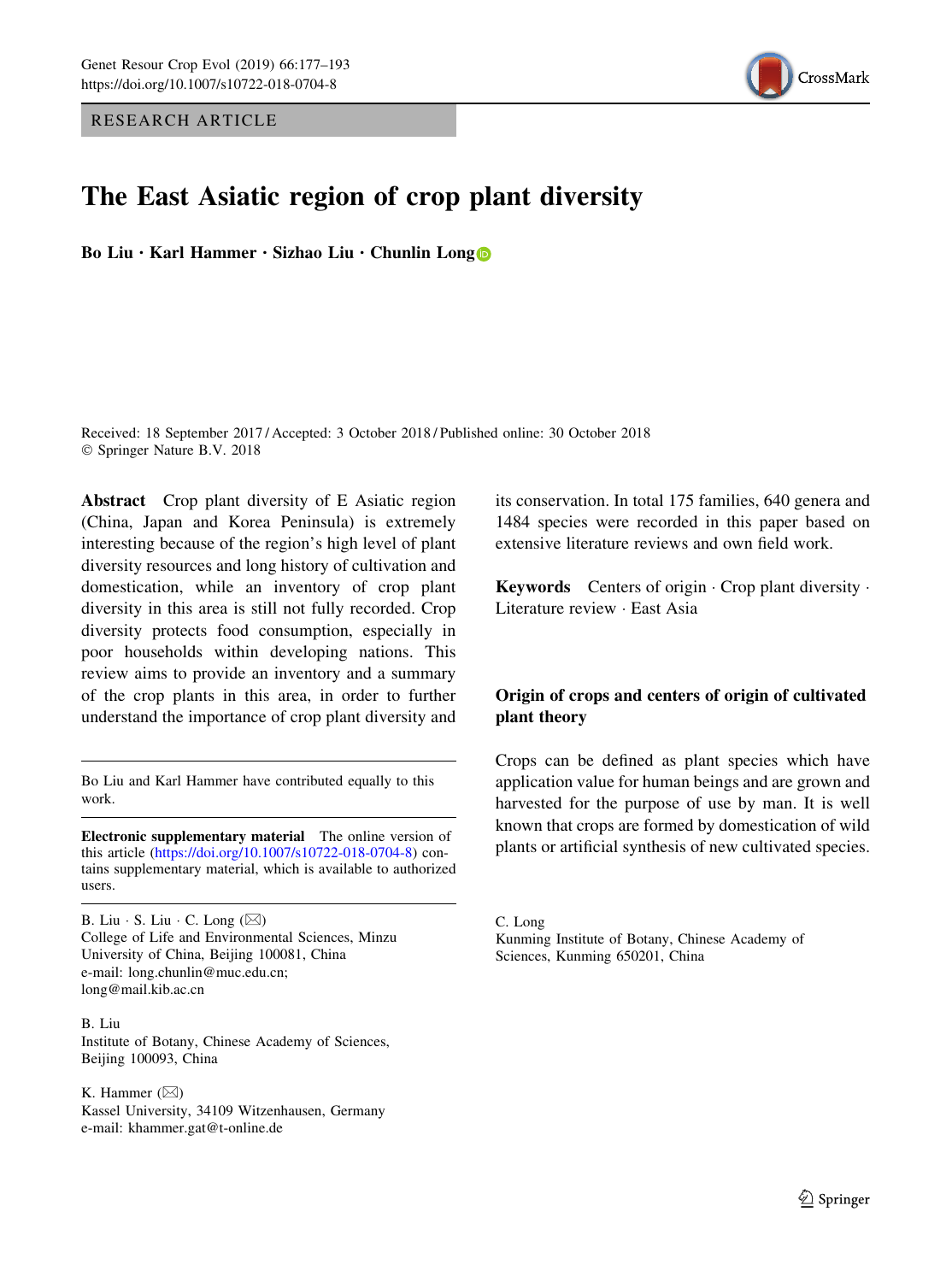RESEARCH ARTICLE

# The East Asiatic region of crop plant diversity

**Bo Liu · Karl Hammer · Sizhao Liu · Chunlin Long**

Received: 18 September 2017 / Accepted: 3 October 2018 / Published online: 30 October 2018
© Springer Nature B.V. 2018

**Abstract** Crop plant diversity of E Asiatic region (China, Japan and Korea Peninsula) is extremely interesting because of the region's high level of plant diversity resources and long history of cultivation and domestication, while an inventory of crop plant diversity in this area is still not fully recorded. Crop diversity protects food consumption, especially in poor households within developing nations. This review aims to provide an inventory and a summary of the crop plants in this area, in order to further understand the importance of crop plant diversity and its conservation. In total 175 families, 640 genera and 1484 species were recorded in this paper based on extensive literature reviews and own field work.

**Keywords** Centers of origin · Crop plant diversity · Literature review · East Asia

Bo Liu and Karl Hammer have contributed equally to this work.

**Electronic supplementary material** The online version of this article (https://doi.org/10.1007/s10722-018-0704-8) contains supplementary material, which is available to authorized users.

B. Liu · S. Liu · C. Long (✉)
College of Life and Environmental Sciences, Minzu University of China, Beijing 100081, China
e-mail: long.chunlin@muc.edu.cn; long@mail.kib.ac.cn

B. Liu
Institute of Botany, Chinese Academy of Sciences, Beijing 100093, China

K. Hammer (✉)
Kassel University, 34109 Witzenhausen, Germany
e-mail: khammer.gat@t-online.de

C. Long
Kunming Institute of Botany, Chinese Academy of Sciences, Kunming 650201, China

## Origin of crops and centers of origin of cultivated plant theory

Crops can be defined as plant species which have application value for human beings and are grown and harvested for the purpose of use by man. It is well known that crops are formed by domestication of wild plants or artificial synthesis of new cultivated species.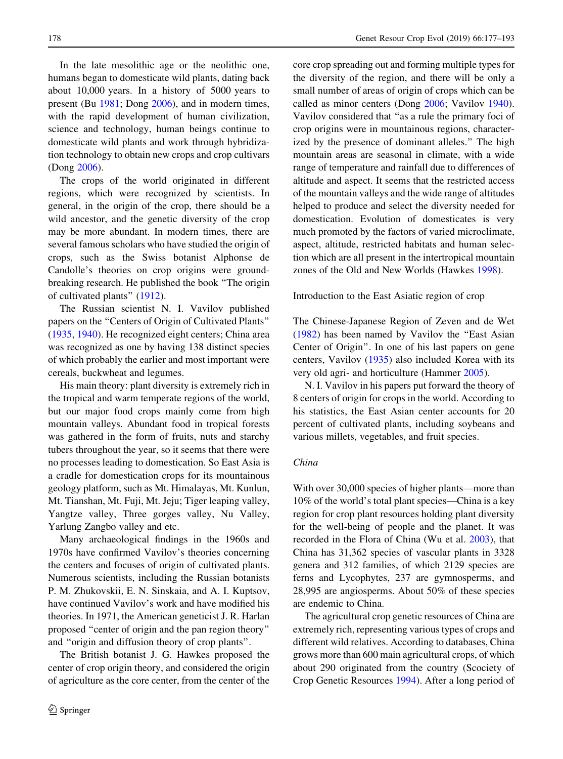In the late mesolithic age or the neolithic one, humans began to domesticate wild plants, dating back about 10,000 years. In a history of 5000 years to present (Bu 1981; Dong 2006), and in modern times, with the rapid development of human civilization, science and technology, human beings continue to domesticate wild plants and work through hybridization technology to obtain new crops and crop cultivars (Dong 2006).

The crops of the world originated in different regions, which were recognized by scientists. In general, in the origin of the crop, there should be a wild ancestor, and the genetic diversity of the crop may be more abundant. In modern times, there are several famous scholars who have studied the origin of crops, such as the Swiss botanist Alphonse de Candolle's theories on crop origins were groundbreaking research. He published the book "The origin of cultivated plants" (1912).

The Russian scientist N. I. Vavilov published papers on the "Centers of Origin of Cultivated Plants" (1935, 1940). He recognized eight centers; China area was recognized as one by having 138 distinct species of which probably the earlier and most important were cereals, buckwheat and legumes.

His main theory: plant diversity is extremely rich in the tropical and warm temperate regions of the world, but our major food crops mainly come from high mountain valleys. Abundant food in tropical forests was gathered in the form of fruits, nuts and starchy tubers throughout the year, so it seems that there were no processes leading to domestication. So East Asia is a cradle for domestication crops for its mountainous geology platform, such as Mt. Himalayas, Mt. Kunlun, Mt. Tianshan, Mt. Fuji, Mt. Jeju; Tiger leaping valley, Yangtze valley, Three gorges valley, Nu Valley, Yarlung Zangbo valley and etc.

Many archaeological findings in the 1960s and 1970s have confirmed Vavilov's theories concerning the centers and focuses of origin of cultivated plants. Numerous scientists, including the Russian botanists P. M. Zhukovskii, E. N. Sinskaia, and A. I. Kuptsov, have continued Vavilov's work and have modified his theories. In 1971, the American geneticist J. R. Harlan proposed "center of origin and the pan region theory" and "origin and diffusion theory of crop plants".

The British botanist J. G. Hawkes proposed the center of crop origin theory, and considered the origin of agriculture as the core center, from the center of the core crop spreading out and forming multiple types for the diversity of the region, and there will be only a small number of areas of origin of crops which can be called as minor centers (Dong 2006; Vavilov 1940). Vavilov considered that "as a rule the primary foci of crop origins were in mountainous regions, characterized by the presence of dominant alleles." The high mountain areas are seasonal in climate, with a wide range of temperature and rainfall due to differences of altitude and aspect. It seems that the restricted access of the mountain valleys and the wide range of altitudes helped to produce and select the diversity needed for domestication. Evolution of domesticates is very much promoted by the factors of varied microclimate, aspect, altitude, restricted habitats and human selection which are all present in the intertropical mountain zones of the Old and New Worlds (Hawkes 1998).

## Introduction to the East Asiatic region of crop

The Chinese-Japanese Region of Zeven and de Wet (1982) has been named by Vavilov the "East Asian Center of Origin". In one of his last papers on gene centers, Vavilov (1935) also included Korea with its very old agri- and horticulture (Hammer 2005).

N. I. Vavilov in his papers put forward the theory of 8 centers of origin for crops in the world. According to his statistics, the East Asian center accounts for 20 percent of cultivated plants, including soybeans and various millets, vegetables, and fruit species.

### *China*

With over 30,000 species of higher plants—more than 10% of the world's total plant species—China is a key region for crop plant resources holding plant diversity for the well-being of people and the planet. It was recorded in the Flora of China (Wu et al. 2003), that China has 31,362 species of vascular plants in 3328 genera and 312 families, of which 2129 species are ferns and Lycophytes, 237 are gymnosperms, and 28,995 are angiosperms. About 50% of these species are endemic to China.

The agricultural crop genetic resources of China are extremely rich, representing various types of crops and different wild relatives. According to databases, China grows more than 600 main agricultural crops, of which about 290 originated from the country (Scociety of Crop Genetic Resources 1994). After a long period of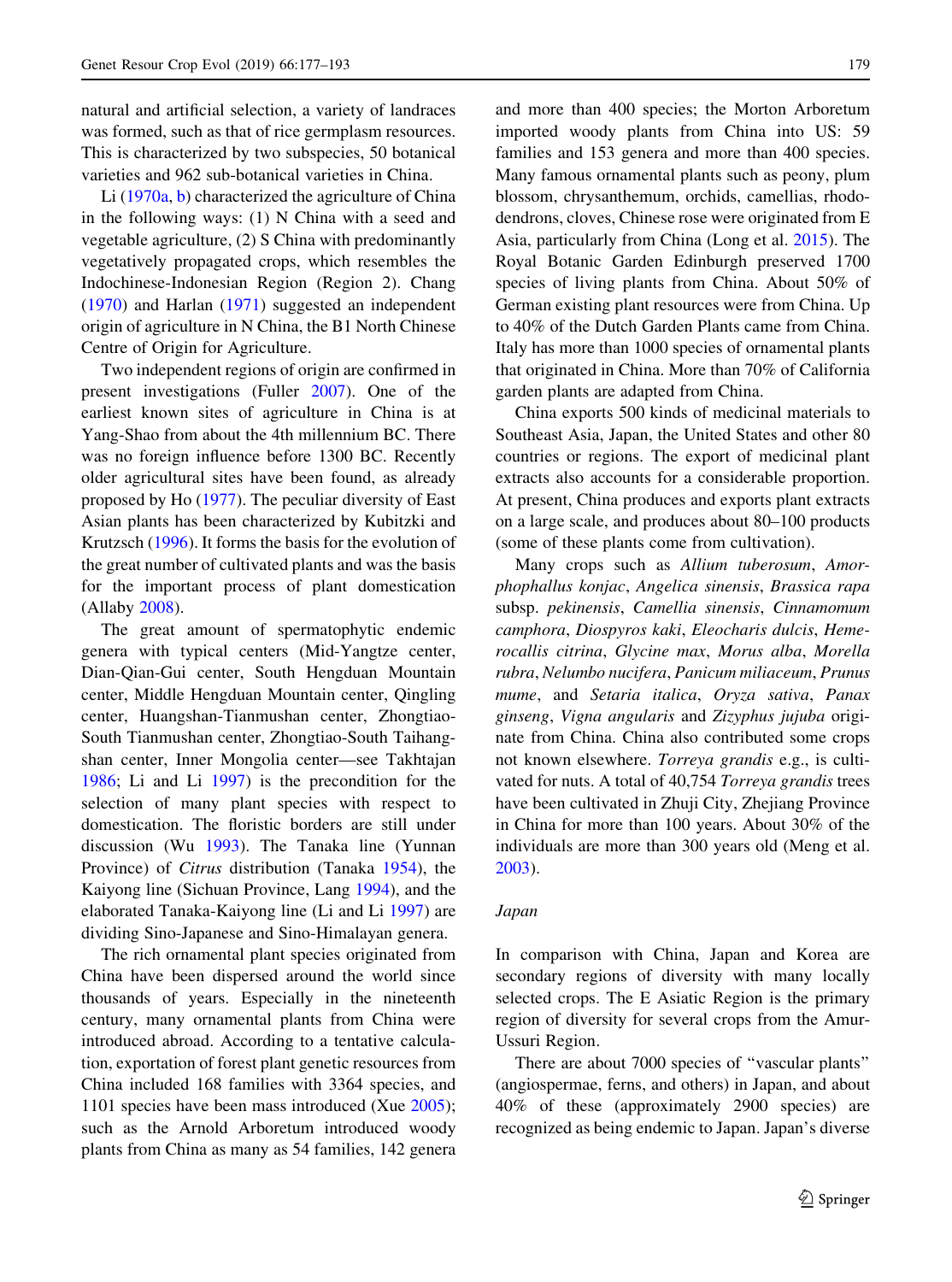natural and artificial selection, a variety of landraces was formed, such as that of rice germplasm resources. This is characterized by two subspecies, 50 botanical varieties and 962 sub-botanical varieties in China.

Li (1970a, b) characterized the agriculture of China in the following ways: (1) N China with a seed and vegetable agriculture, (2) S China with predominantly vegetatively propagated crops, which resembles the Indochinese-Indonesian Region (Region 2). Chang (1970) and Harlan (1971) suggested an independent origin of agriculture in N China, the B1 North Chinese Centre of Origin for Agriculture.

Two independent regions of origin are confirmed in present investigations (Fuller 2007). One of the earliest known sites of agriculture in China is at Yang-Shao from about the 4th millennium BC. There was no foreign influence before 1300 BC. Recently older agricultural sites have been found, as already proposed by Ho (1977). The peculiar diversity of East Asian plants has been characterized by Kubitzki and Krutzsch (1996). It forms the basis for the evolution of the great number of cultivated plants and was the basis for the important process of plant domestication (Allaby 2008).

The great amount of spermatophytic endemic genera with typical centers (Mid-Yangtze center, Dian-Qian-Gui center, South Hengduan Mountain center, Middle Hengduan Mountain center, Qingling center, Huangshan-Tianmushan center, Zhongtiao-South Tianmushan center, Zhongtiao-South Taihangshan center, Inner Mongolia center—see Takhtajan 1986; Li and Li 1997) is the precondition for the selection of many plant species with respect to domestication. The floristic borders are still under discussion (Wu 1993). The Tanaka line (Yunnan Province) of *Citrus* distribution (Tanaka 1954), the Kaiyong line (Sichuan Province, Lang 1994), and the elaborated Tanaka-Kaiyong line (Li and Li 1997) are dividing Sino-Japanese and Sino-Himalayan genera.

The rich ornamental plant species originated from China have been dispersed around the world since thousands of years. Especially in the nineteenth century, many ornamental plants from China were introduced abroad. According to a tentative calculation, exportation of forest plant genetic resources from China included 168 families with 3364 species, and 1101 species have been mass introduced (Xue 2005); such as the Arnold Arboretum introduced woody plants from China as many as 54 families, 142 genera and more than 400 species; the Morton Arboretum imported woody plants from China into US: 59 families and 153 genera and more than 400 species. Many famous ornamental plants such as peony, plum blossom, chrysanthemum, orchids, camellias, rhododendrons, cloves, Chinese rose were originated from E Asia, particularly from China (Long et al. 2015). The Royal Botanic Garden Edinburgh preserved 1700 species of living plants from China. About 50% of German existing plant resources were from China. Up to 40% of the Dutch Garden Plants came from China. Italy has more than 1000 species of ornamental plants that originated in China. More than 70% of California garden plants are adapted from China.

China exports 500 kinds of medicinal materials to Southeast Asia, Japan, the United States and other 80 countries or regions. The export of medicinal plant extracts also accounts for a considerable proportion. At present, China produces and exports plant extracts on a large scale, and produces about 80–100 products (some of these plants come from cultivation).

Many crops such as *Allium tuberosum*, *Amorphophallus konjac*, *Angelica sinensis*, *Brassica rapa* subsp. *pekinensis*, *Camellia sinensis*, *Cinnamomum camphora*, *Diospyros kaki*, *Eleocharis dulcis*, *Hemerocallis citrina*, *Glycine max*, *Morus alba*, *Morella rubra*, *Nelumbo nucifera*, *Panicum miliaceum*, *Prunus mume*, and *Setaria italica*, *Oryza sativa*, *Panax ginseng*, *Vigna angularis* and *Zizyphus jujuba* originate from China. China also contributed some crops not known elsewhere. *Torreya grandis* e.g., is cultivated for nuts. A total of 40,754 *Torreya grandis* trees have been cultivated in Zhuji City, Zhejiang Province in China for more than 100 years. About 30% of the individuals are more than 300 years old (Meng et al. 2003).

*Japan*

In comparison with China, Japan and Korea are secondary regions of diversity with many locally selected crops. The E Asiatic Region is the primary region of diversity for several crops from the Amur-Ussuri Region.

There are about 7000 species of "vascular plants" (angiospermae, ferns, and others) in Japan, and about 40% of these (approximately 2900 species) are recognized as being endemic to Japan. Japan's diverse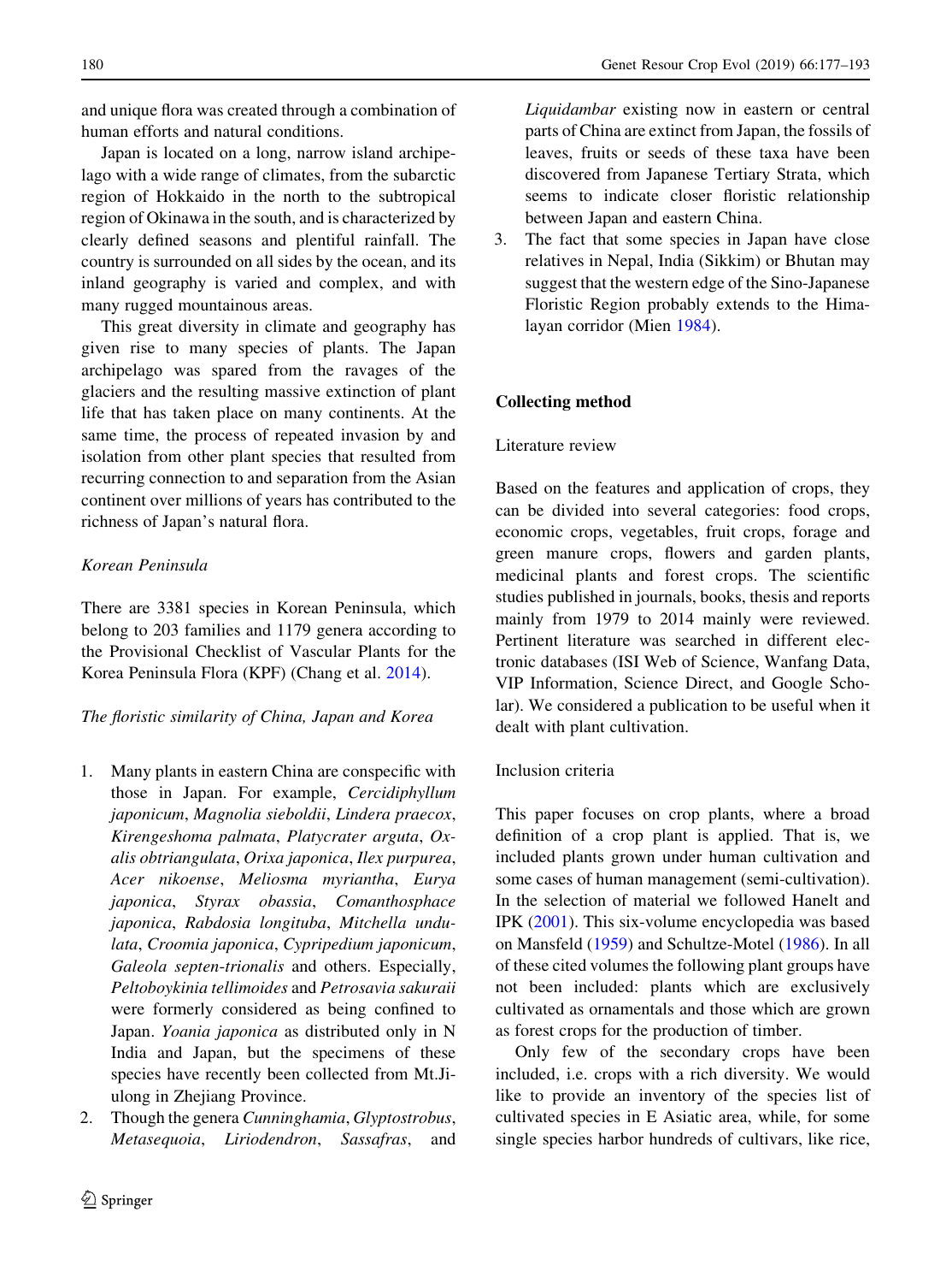and unique flora was created through a combination of human efforts and natural conditions.

Japan is located on a long, narrow island archipelago with a wide range of climates, from the subarctic region of Hokkaido in the north to the subtropical region of Okinawa in the south, and is characterized by clearly defined seasons and plentiful rainfall. The country is surrounded on all sides by the ocean, and its inland geography is varied and complex, and with many rugged mountainous areas.

This great diversity in climate and geography has given rise to many species of plants. The Japan archipelago was spared from the ravages of the glaciers and the resulting massive extinction of plant life that has taken place on many continents. At the same time, the process of repeated invasion by and isolation from other plant species that resulted from recurring connection to and separation from the Asian continent over millions of years has contributed to the richness of Japan's natural flora.

*Korean Peninsula*

There are 3381 species in Korean Peninsula, which belong to 203 families and 1179 genera according to the Provisional Checklist of Vascular Plants for the Korea Peninsula Flora (KPF) (Chang et al. 2014).

*The floristic similarity of China, Japan and Korea*

1. Many plants in eastern China are conspecific with those in Japan. For example, *Cercidiphyllum japonicum*, *Magnolia sieboldii*, *Lindera praecox*, *Kirengeshoma palmata*, *Platycrater arguta*, *Oxalis obtriangulata*, *Orixa japonica*, *Ilex purpurea*, *Acer nikoense*, *Meliosma myriantha*, *Eurya japonica*, *Styrax obassia*, *Comanthosphace japonica*, *Rabdosia longituba*, *Mitchella undulata*, *Croomia japonica*, *Cypripedium japonicum*, *Galeola septen-trionalis* and others. Especially, *Peltoboykinia tellimoides* and *Petrosavia sakuraii* were formerly considered as being confined to Japan. *Yoania japonica* as distributed only in N India and Japan, but the specimens of these species have recently been collected from Mt.Jiulong in Zhejiang Province.
2. Though the genera *Cunninghamia*, *Glyptostrobus*, *Metasequoia*, *Liriodendron*, *Sassafras*, and *Liquidambar* existing now in eastern or central parts of China are extinct from Japan, the fossils of leaves, fruits or seeds of these taxa have been discovered from Japanese Tertiary Strata, which seems to indicate closer floristic relationship between Japan and eastern China.
3. The fact that some species in Japan have close relatives in Nepal, India (Sikkim) or Bhutan may suggest that the western edge of the Sino-Japanese Floristic Region probably extends to the Himalayan corridor (Mien 1984).

## Collecting method

### Literature review

Based on the features and application of crops, they can be divided into several categories: food crops, economic crops, vegetables, fruit crops, forage and green manure crops, flowers and garden plants, medicinal plants and forest crops. The scientific studies published in journals, books, thesis and reports mainly from 1979 to 2014 mainly were reviewed. Pertinent literature was searched in different electronic databases (ISI Web of Science, Wanfang Data, VIP Information, Science Direct, and Google Scholar). We considered a publication to be useful when it dealt with plant cultivation.

### Inclusion criteria

This paper focuses on crop plants, where a broad definition of a crop plant is applied. That is, we included plants grown under human cultivation and some cases of human management (semi-cultivation). In the selection of material we followed Hanelt and IPK (2001). This six-volume encyclopedia was based on Mansfeld (1959) and Schultze-Motel (1986). In all of these cited volumes the following plant groups have not been included: plants which are exclusively cultivated as ornamentals and those which are grown as forest crops for the production of timber.

Only few of the secondary crops have been included, i.e. crops with a rich diversity. We would like to provide an inventory of the species list of cultivated species in E Asiatic area, while, for some single species harbor hundreds of cultivars, like rice,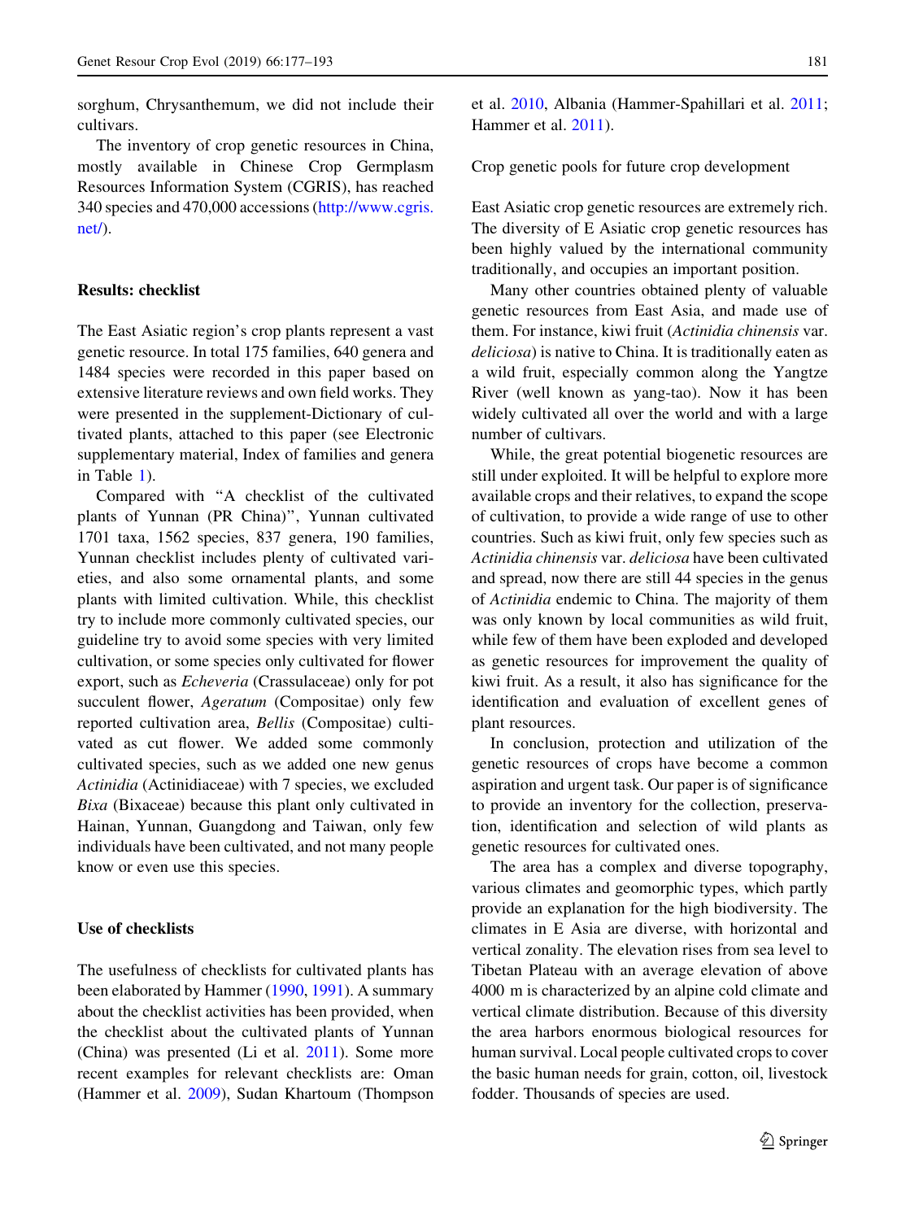sorghum, Chrysanthemum, we did not include their cultivars.

The inventory of crop genetic resources in China, mostly available in Chinese Crop Germplasm Resources Information System (CGRIS), has reached 340 species and 470,000 accessions (http://www.cgris.net/).

## Results: checklist

The East Asiatic region's crop plants represent a vast genetic resource. In total 175 families, 640 genera and 1484 species were recorded in this paper based on extensive literature reviews and own field works. They were presented in the supplement-Dictionary of cultivated plants, attached to this paper (see Electronic supplementary material, Index of families and genera in Table 1).

Compared with "A checklist of the cultivated plants of Yunnan (PR China)", Yunnan cultivated 1701 taxa, 1562 species, 837 genera, 190 families, Yunnan checklist includes plenty of cultivated varieties, and also some ornamental plants, and some plants with limited cultivation. While, this checklist try to include more commonly cultivated species, our guideline try to avoid some species with very limited cultivation, or some species only cultivated for flower export, such as *Echeveria* (Crassulaceae) only for pot succulent flower, *Ageratum* (Compositae) only few reported cultivation area, *Bellis* (Compositae) cultivated as cut flower. We added some commonly cultivated species, such as we added one new genus *Actinidia* (Actinidiaceae) with 7 species, we excluded *Bixa* (Bixaceae) because this plant only cultivated in Hainan, Yunnan, Guangdong and Taiwan, only few individuals have been cultivated, and not many people know or even use this species.

## Use of checklists

The usefulness of checklists for cultivated plants has been elaborated by Hammer (1990, 1991). A summary about the checklist activities has been provided, when the checklist about the cultivated plants of Yunnan (China) was presented (Li et al. 2011). Some more recent examples for relevant checklists are: Oman (Hammer et al. 2009), Sudan Khartoum (Thompson et al. 2010, Albania (Hammer-Spahillari et al. 2011; Hammer et al. 2011).

## Crop genetic pools for future crop development

East Asiatic crop genetic resources are extremely rich. The diversity of E Asiatic crop genetic resources has been highly valued by the international community traditionally, and occupies an important position.

Many other countries obtained plenty of valuable genetic resources from East Asia, and made use of them. For instance, kiwi fruit (*Actinidia chinensis* var. *deliciosa*) is native to China. It is traditionally eaten as a wild fruit, especially common along the Yangtze River (well known as yang-tao). Now it has been widely cultivated all over the world and with a large number of cultivars.

While, the great potential biogenetic resources are still under exploited. It will be helpful to explore more available crops and their relatives, to expand the scope of cultivation, to provide a wide range of use to other countries. Such as kiwi fruit, only few species such as *Actinidia chinensis* var. *deliciosa* have been cultivated and spread, now there are still 44 species in the genus of *Actinidia* endemic to China. The majority of them was only known by local communities as wild fruit, while few of them have been exploded and developed as genetic resources for improvement the quality of kiwi fruit. As a result, it also has significance for the identification and evaluation of excellent genes of plant resources.

In conclusion, protection and utilization of the genetic resources of crops have become a common aspiration and urgent task. Our paper is of significance to provide an inventory for the collection, preservation, identification and selection of wild plants as genetic resources for cultivated ones.

The area has a complex and diverse topography, various climates and geomorphic types, which partly provide an explanation for the high biodiversity. The climates in E Asia are diverse, with horizontal and vertical zonality. The elevation rises from sea level to Tibetan Plateau with an average elevation of above 4000 m is characterized by an alpine cold climate and vertical climate distribution. Because of this diversity the area harbors enormous biological resources for human survival. Local people cultivated crops to cover the basic human needs for grain, cotton, oil, livestock fodder. Thousands of species are used.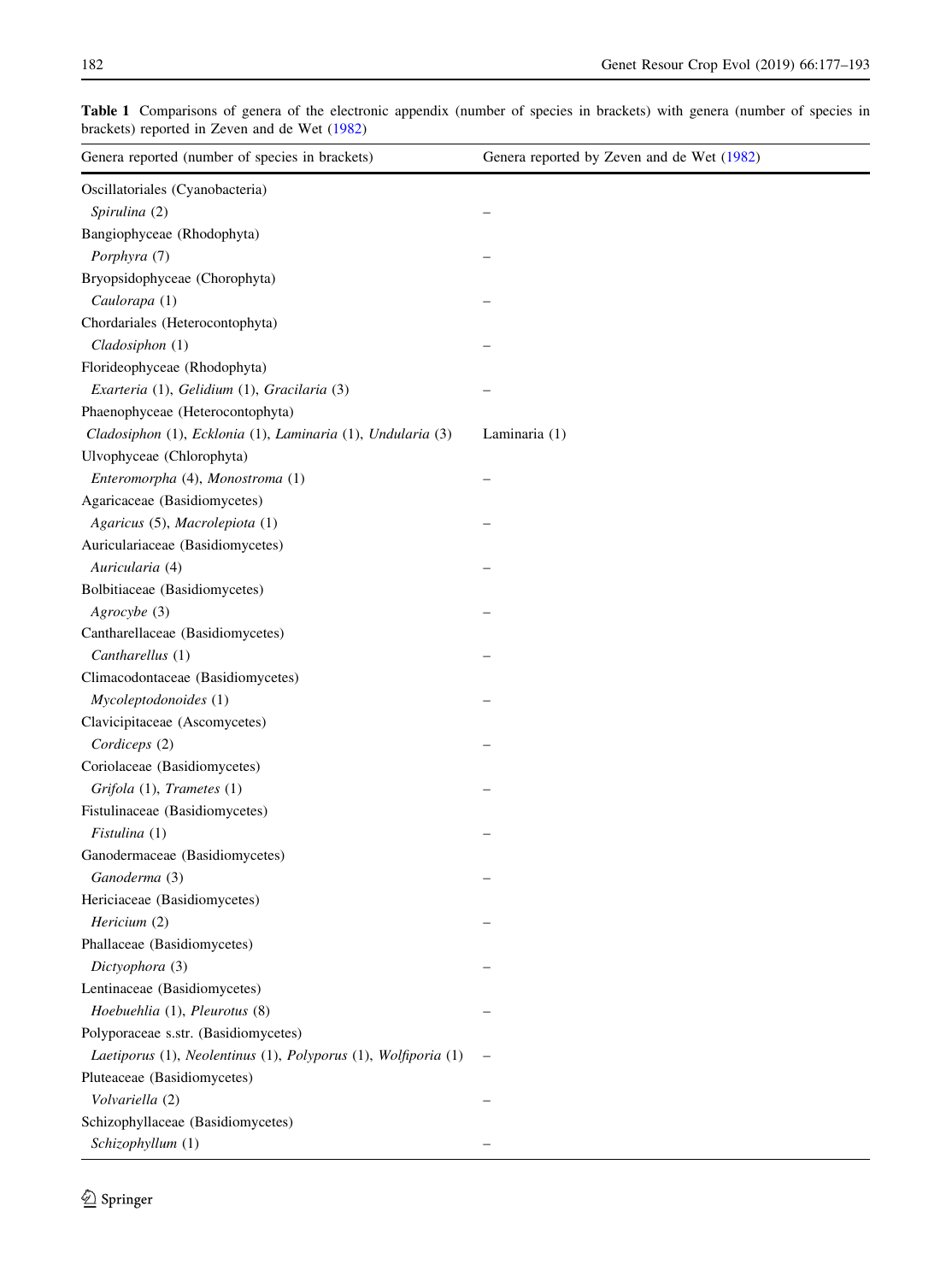**Table 1** Comparisons of genera of the electronic appendix (number of species in brackets) with genera (number of species in brackets) reported in Zeven and de Wet (1982)

| Genera reported (number of species in brackets) | Genera reported by Zeven and de Wet (1982) |
|---|---|
| Oscillatoriales (Cyanobacteria) | |
| *Spirulina* (2) | – |
| Bangiophyceae (Rhodophyta) | |
| *Porphyra* (7) | – |
| Bryopsidophyceae (Chorophyta) | |
| *Caulorapa* (1) | – |
| Chordariales (Heterocontophyta) | |
| *Cladosiphon* (1) | – |
| Florideophyceae (Rhodophyta) | |
| *Exarteria* (1), *Gelidium* (1), *Gracilaria* (3) | – |
| Phaenophyceae (Heterocontophyta) | |
| *Cladosiphon* (1), *Ecklonia* (1), *Laminaria* (1), *Undularia* (3) | Laminaria (1) |
| Ulvophyceae (Chlorophyta) | |
| *Enteromorpha* (4), *Monostroma* (1) | – |
| Agaricaceae (Basidiomycetes) | |
| *Agaricus* (5), *Macrolepiota* (1) | – |
| Auriculariaceae (Basidiomycetes) | |
| *Auricularia* (4) | – |
| Bolbitiaceae (Basidiomycetes) | |
| *Agrocybe* (3) | – |
| Cantharellaceae (Basidiomycetes) | |
| *Cantharellus* (1) | – |
| Climacodontaceae (Basidiomycetes) | |
| *Mycoleptodonoides* (1) | – |
| Clavicipitaceae (Ascomycetes) | |
| *Cordiceps* (2) | – |
| Coriolaceae (Basidiomycetes) | |
| *Grifola* (1), *Trametes* (1) | – |
| Fistulinaceae (Basidiomycetes) | |
| *Fistulina* (1) | – |
| Ganodermaceae (Basidiomycetes) | |
| *Ganoderma* (3) | – |
| Hericiaceae (Basidiomycetes) | |
| *Hericium* (2) | – |
| Phallaceae (Basidiomycetes) | |
| *Dictyophora* (3) | – |
| Lentinaceae (Basidiomycetes) | |
| *Hoebuehlia* (1), *Pleurotus* (8) | – |
| Polyporaceae s.str. (Basidiomycetes) | |
| *Laetiporus* (1), *Neolentinus* (1), *Polyporus* (1), *Wolfiporia* (1) | – |
| Pluteaceae (Basidiomycetes) | |
| *Volvariella* (2) | – |
| Schizophyllaceae (Basidiomycetes) | |
| *Schizophyllum* (1) | – |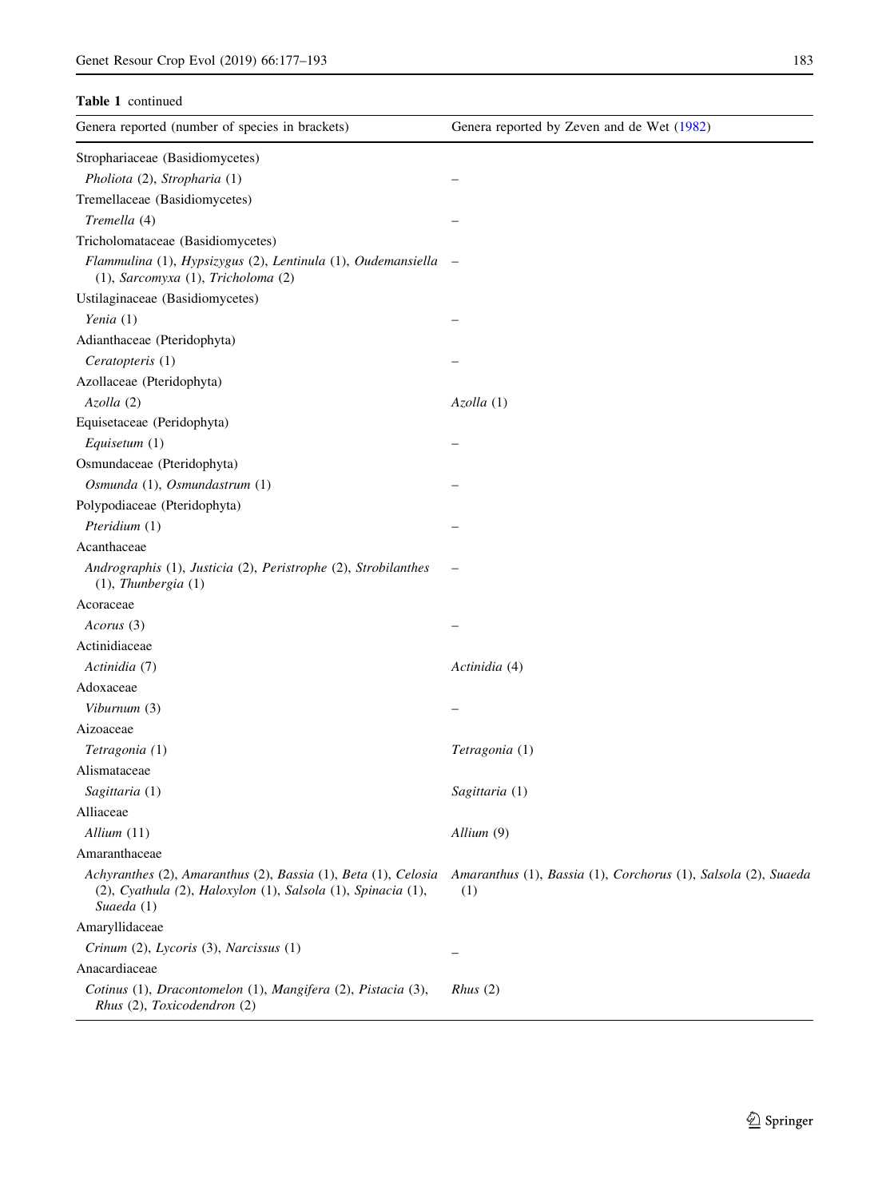**Table 1** continued

| Genera reported (number of species in brackets) | Genera reported by Zeven and de Wet (1982) |
|---|---|
| Strophariaceae (Basidiomycetes) | |
| *Pholiota* (2), *Stropharia* (1) | – |
| Tremellaceae (Basidiomycetes) | |
| *Tremella* (4) | – |
| Tricholomataceae (Basidiomycetes) | |
| *Flammulina* (1), *Hypsizygus* (2), *Lentinula* (1), *Oudemansiella* (1), *Sarcomyxa* (1), *Tricholoma* (2) | – |
| Ustilaginaceae (Basidiomycetes) | |
| *Yenia* (1) | – |
| Adianthaceae (Pteridophyta) | |
| *Ceratopteris* (1) | – |
| Azollaceae (Pteridophyta) | |
| *Azolla* (2) | *Azolla* (1) |
| Equisetaceae (Peridophyta) | |
| *Equisetum* (1) | – |
| Osmundaceae (Pteridophyta) | |
| *Osmunda* (1), *Osmundastrum* (1) | – |
| Polypodiaceae (Pteridophyta) | |
| *Pteridium* (1) | – |
| Acanthaceae | |
| *Andrographis* (1), *Justicia* (2), *Peristrophe* (2), *Strobilanthes* (1), *Thunbergia* (1) | – |
| Acoraceae | |
| *Acorus* (3) | – |
| Actinidiaceae | |
| *Actinidia* (7) | *Actinidia* (4) |
| Adoxaceae | |
| *Viburnum* (3) | – |
| Aizoaceae | |
| *Tetragonia* (1) | *Tetragonia* (1) |
| Alismataceae | |
| *Sagittaria* (1) | *Sagittaria* (1) |
| Alliaceae | |
| *Allium* (11) | *Allium* (9) |
| Amaranthaceae | |
| *Achyranthes* (2), *Amaranthus* (2), *Bassia* (1), *Beta* (1), *Celosia* (2), *Cyathula* (2), *Haloxylon* (1), *Salsola* (1), *Spinacia* (1), *Suaeda* (1) | *Amaranthus* (1), *Bassia* (1), *Corchorus* (1), *Salsola* (2), *Suaeda* (1) |
| Amaryllidaceae | |
| *Crinum* (2), *Lycoris* (3), *Narcissus* (1) | – |
| Anacardiaceae | |
| *Cotinus* (1), *Dracontomelon* (1), *Mangifera* (2), *Pistacia* (3), *Rhus* (2), *Toxicodendron* (2) | *Rhus* (2) |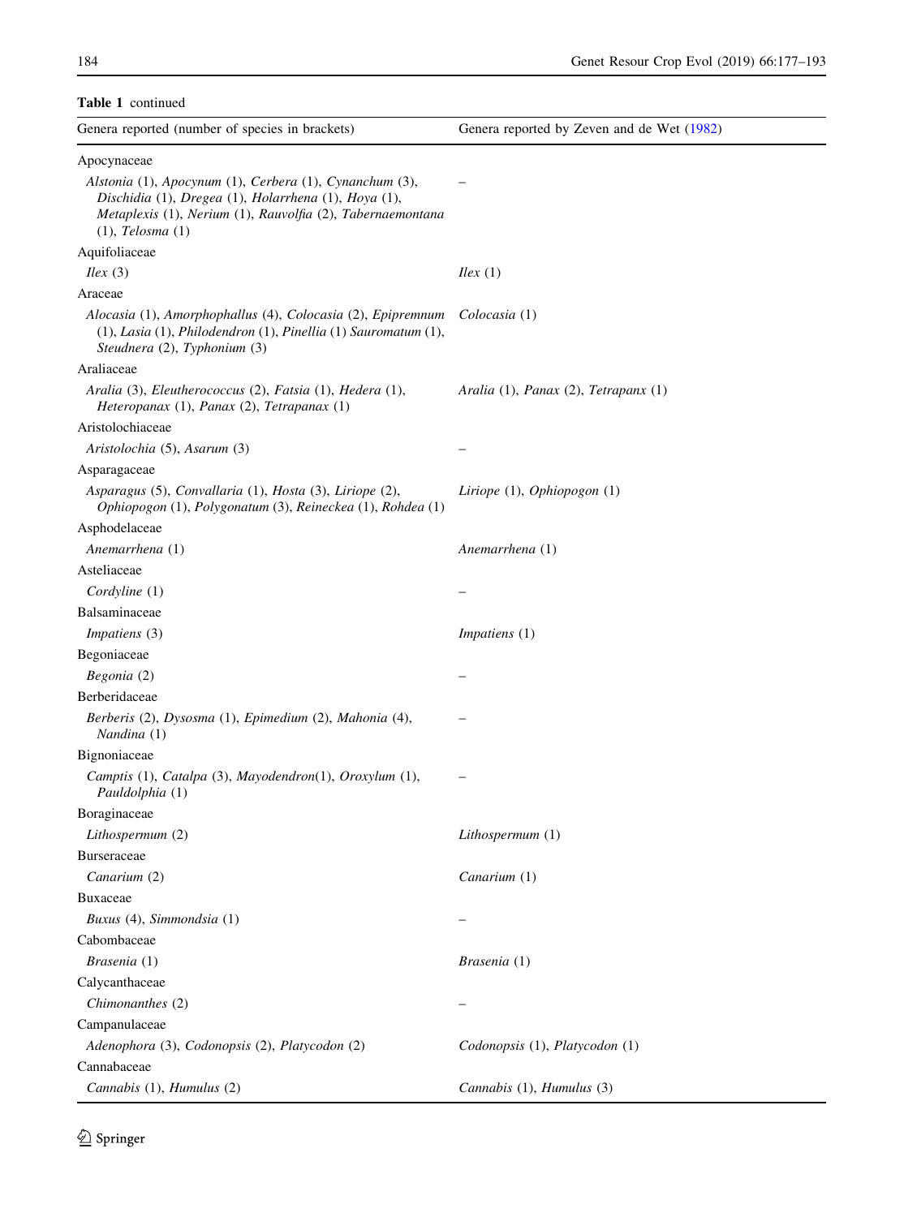**Table 1** continued

| Genera reported (number of species in brackets) | Genera reported by Zeven and de Wet (1982) |
| --- | --- |
| Apocynaceae | |
| *Alstonia* (1), *Apocynum* (1), *Cerbera* (1), *Cynanchum* (3), *Dischidia* (1), *Dregea* (1), *Holarrhena* (1), *Hoya* (1), *Metaplexis* (1), *Nerium* (1), *Rauvolfia* (2), *Tabernaemontana* (1), *Telosma* (1) | – |
| Aquifoliaceae | |
| *Ilex* (3) | *Ilex* (1) |
| Araceae | |
| *Alocasia* (1), *Amorphophallus* (4), *Colocasia* (2), *Epipremnum* (1), *Lasia* (1), *Philodendron* (1), *Pinellia* (1) *Sauromatum* (1), *Steudnera* (2), *Typhonium* (3) | *Colocasia* (1) |
| Araliaceae | |
| *Aralia* (3), *Eleutherococcus* (2), *Fatsia* (1), *Hedera* (1), *Heteropanax* (1), *Panax* (2), *Tetrapanax* (1) | *Aralia* (1), *Panax* (2), *Tetrapanx* (1) |
| Aristolochiaceae | |
| *Aristolochia* (5), *Asarum* (3) | – |
| Asparagaceae | |
| *Asparagus* (5), *Convallaria* (1), *Hosta* (3), *Liriope* (2), *Ophiopogon* (1), *Polygonatum* (3), *Reineckea* (1), *Rohdea* (1) | *Liriope* (1), *Ophiopogon* (1) |
| Asphodelaceae | |
| *Anemarrhena* (1) | *Anemarrhena* (1) |
| Asteliaceae | |
| *Cordyline* (1) | – |
| Balsaminaceae | |
| *Impatiens* (3) | *Impatiens* (1) |
| Begoniaceae | |
| *Begonia* (2) | – |
| Berberidaceae | |
| *Berberis* (2), *Dysosma* (1), *Epimedium* (2), *Mahonia* (4), *Nandina* (1) | – |
| Bignoniaceae | |
| *Camptis* (1), *Catalpa* (3), *Mayodendron*(1), *Oroxylum* (1), *Pauldolphia* (1) | – |
| Boraginaceae | |
| *Lithospermum* (2) | *Lithospermum* (1) |
| Burseraceae | |
| *Canarium* (2) | *Canarium* (1) |
| Buxaceae | |
| *Buxus* (4), *Simmondsia* (1) | – |
| Cabombaceae | |
| *Brasenia* (1) | *Brasenia* (1) |
| Calycanthaceae | |
| *Chimonanthes* (2) | – |
| Campanulaceae | |
| *Adenophora* (3), *Codonopsis* (2), *Platycodon* (2) | *Codonopsis* (1), *Platycodon* (1) |
| Cannabaceae | |
| *Cannabis* (1), *Humulus* (2) | *Cannabis* (1), *Humulus* (3) |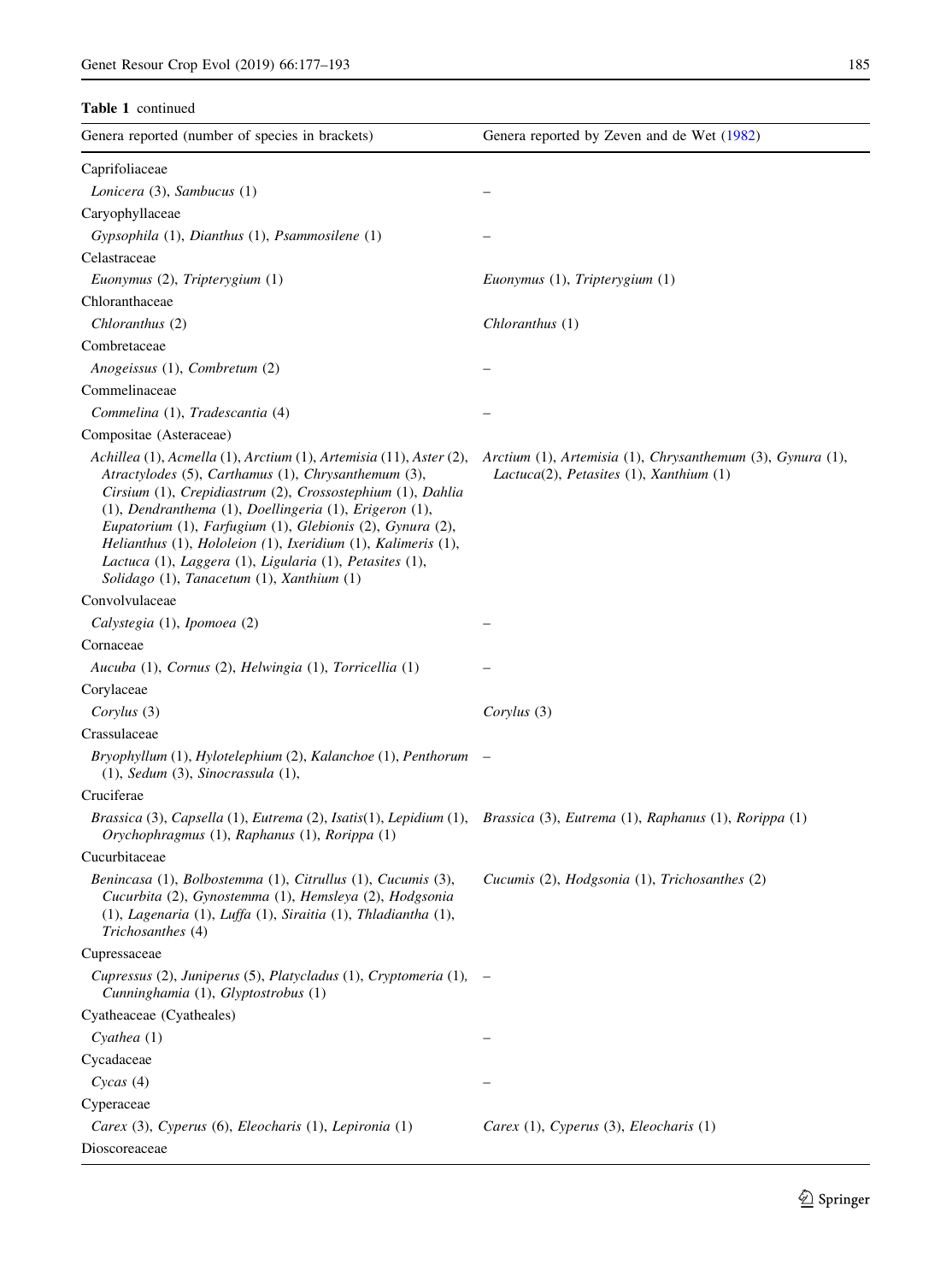**Table 1** continued

| Genera reported (number of species in brackets) | Genera reported by Zeven and de Wet (1982) |
|---|---|
| Caprifoliaceae | |
| *Lonicera* (3), *Sambucus* (1) | – |
| Caryophyllaceae | |
| *Gypsophila* (1), *Dianthus* (1), *Psammosilene* (1) | – |
| Celastraceae | |
| *Euonymus* (2), *Tripterygium* (1) | *Euonymus* (1), *Tripterygium* (1) |
| Chloranthaceae | |
| *Chloranthus* (2) | *Chloranthus* (1) |
| Combretaceae | |
| *Anogeissus* (1), *Combretum* (2) | – |
| Commelinaceae | |
| *Commelina* (1), *Tradescantia* (4) | – |
| Compositae (Asteraceae) | |
| *Achillea* (1), *Acmella* (1), *Arctium* (1), *Artemisia* (11), *Aster* (2), *Atractylodes* (5), *Carthamus* (1), *Chrysanthemum* (3), *Cirsium* (1), *Crepidiastrum* (2), *Crossostephium* (1), *Dahlia* (1), *Dendranthema* (1), *Doellingeria* (1), *Erigeron* (1), *Eupatorium* (1), *Farfugium* (1), *Glebionis* (2), *Gynura* (2), *Helianthus* (1), *Hololeion* (1), *Ixeridium* (1), *Kalimeris* (1), *Lactuca* (1), *Laggera* (1), *Ligularia* (1), *Petasites* (1), *Solidago* (1), *Tanacetum* (1), *Xanthium* (1) | *Arctium* (1), *Artemisia* (1), *Chrysanthemum* (3), *Gynura* (1), *Lactuca*(2), *Petasites* (1), *Xanthium* (1) |
| Convolvulaceae | |
| *Calystegia* (1), *Ipomoea* (2) | – |
| Cornaceae | |
| *Aucuba* (1), *Cornus* (2), *Helwingia* (1), *Torricellia* (1) | – |
| Corylaceae | |
| *Corylus* (3) | *Corylus* (3) |
| Crassulaceae | |
| *Bryophyllum* (1), *Hylotelephium* (2), *Kalanchoe* (1), *Penthorum* (1), *Sedum* (3), *Sinocrassula* (1), | – |
| Cruciferae | |
| *Brassica* (3), *Capsella* (1), *Eutrema* (2), *Isatis*(1), *Lepidium* (1), *Orychophragmus* (1), *Raphanus* (1), *Rorippa* (1) | *Brassica* (3), *Eutrema* (1), *Raphanus* (1), *Rorippa* (1) |
| Cucurbitaceae | |
| *Benincasa* (1), *Bolbostemma* (1), *Citrullus* (1), *Cucumis* (3), *Cucurbita* (2), *Gynostemma* (1), *Hemsleya* (2), *Hodgsonia* (1), *Lagenaria* (1), *Luffa* (1), *Siraitia* (1), *Thladiantha* (1), *Trichosanthes* (4) | *Cucumis* (2), *Hodgsonia* (1), *Trichosanthes* (2) |
| Cupressaceae | |
| *Cupressus* (2), *Juniperus* (5), *Platycladus* (1), *Cryptomeria* (1), *Cunninghamia* (1), *Glyptostrobus* (1) | – |
| Cyatheaceae (Cyatheales) | |
| *Cyathea* (1) | – |
| Cycadaceae | |
| *Cycas* (4) | – |
| Cyperaceae | |
| *Carex* (3), *Cyperus* (6), *Eleocharis* (1), *Lepironia* (1) | *Carex* (1), *Cyperus* (3), *Eleocharis* (1) |
| Dioscoreaceae | |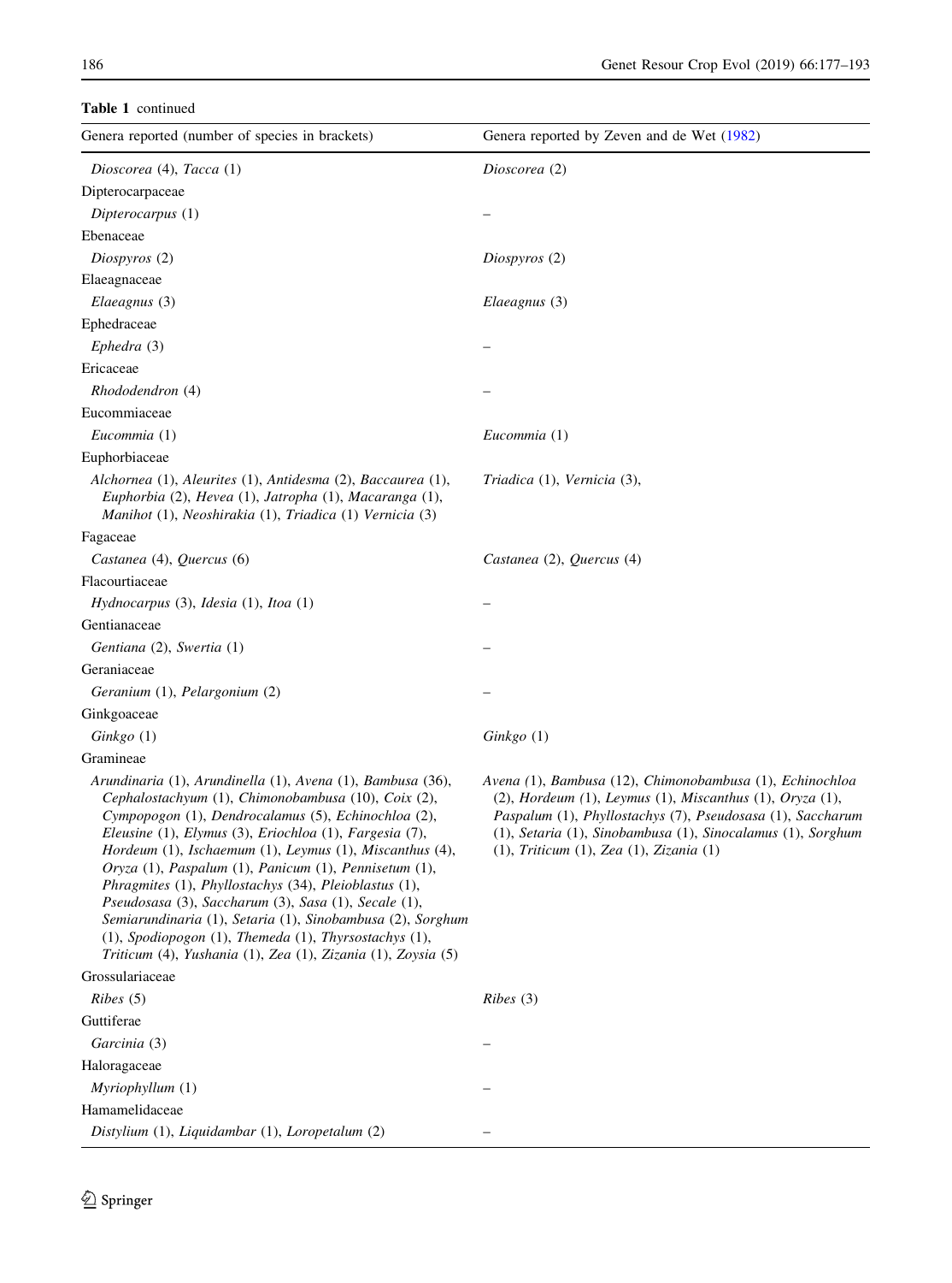**Table 1** continued

| Genera reported (number of species in brackets) | Genera reported by Zeven and de Wet (1982) |
|---|---|
| *Dioscorea* (4), *Tacca* (1) | *Dioscorea* (2) |
| Dipterocarpaceae | |
| *Dipterocarpus* (1) | – |
| Ebenaceae | |
| *Diospyros* (2) | *Diospyros* (2) |
| Elaeagnaceae | |
| *Elaeagnus* (3) | *Elaeagnus* (3) |
| Ephedraceae | |
| *Ephedra* (3) | – |
| Ericaceae | |
| *Rhododendron* (4) | – |
| Eucommiaceae | |
| *Eucommia* (1) | *Eucommia* (1) |
| Euphorbiaceae | |
| *Alchornea* (1), *Aleurites* (1), *Antidesma* (2), *Baccaurea* (1), *Euphorbia* (2), *Hevea* (1), *Jatropha* (1), *Macaranga* (1), *Manihot* (1), *Neoshirakia* (1), *Triadica* (1) *Vernicia* (3) | *Triadica* (1), *Vernicia* (3), |
| Fagaceae | |
| *Castanea* (4), *Quercus* (6) | *Castanea* (2), *Quercus* (4) |
| Flacourtiaceae | |
| *Hydnocarpus* (3), *Idesia* (1), *Itoa* (1) | – |
| Gentianaceae | |
| *Gentiana* (2), *Swertia* (1) | – |
| Geraniaceae | |
| *Geranium* (1), *Pelargonium* (2) | – |
| Ginkgoaceae | |
| *Ginkgo* (1) | *Ginkgo* (1) |
| Gramineae | |
| *Arundinaria* (1), *Arundinella* (1), *Avena* (1), *Bambusa* (36), *Cephalostachyum* (1), *Chimonobambusa* (10), *Coix* (2), *Cympopogon* (1), *Dendrocalamus* (5), *Echinochloa* (2), *Eleusine* (1), *Elymus* (3), *Eriochloa* (1), *Fargesia* (7), *Hordeum* (1), *Ischaemum* (1), *Leymus* (1), *Miscanthus* (4), *Oryza* (1), *Paspalum* (1), *Panicum* (1), *Pennisetum* (1), *Phragmites* (1), *Phyllostachys* (34), *Pleioblastus* (1), *Pseudosasa* (3), *Saccharum* (3), *Sasa* (1), *Secale* (1), *Semiarundinaria* (1), *Setaria* (1), *Sinobambusa* (2), *Sorghum* (1), *Spodiopogon* (1), *Themeda* (1), *Thyrsostachys* (1), *Triticum* (4), *Yushania* (1), *Zea* (1), *Zizania* (1), *Zoysia* (5) | *Avena* (1), *Bambusa* (12), *Chimonobambusa* (1), *Echinochloa* (2), *Hordeum* (1), *Leymus* (1), *Miscanthus* (1), *Oryza* (1), *Paspalum* (1), *Phyllostachys* (7), *Pseudosasa* (1), *Saccharum* (1), *Setaria* (1), *Sinobambusa* (1), *Sinocalamus* (1), *Sorghum* (1), *Triticum* (1), *Zea* (1), *Zizania* (1) |
| Grossulariaceae | |
| *Ribes* (5) | *Ribes* (3) |
| Guttiferae | |
| *Garcinia* (3) | – |
| Haloragaceae | |
| *Myriophyllum* (1) | – |
| Hamamelidaceae | |
| *Distylium* (1), *Liquidambar* (1), *Loropetalum* (2) | – |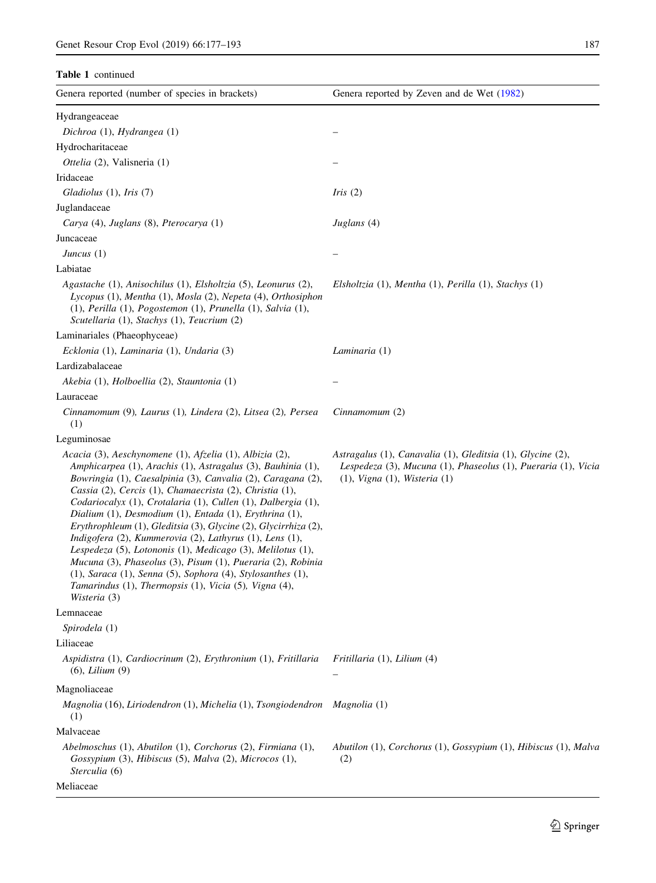**Table 1** continued

| Genera reported (number of species in brackets) | Genera reported by Zeven and de Wet (1982) |
|---|---|
| Hydrangeaceae | |
| *Dichroa* (1), *Hydrangea* (1) | – |
| Hydrocharitaceae | |
| *Ottelia* (2), Valisneria (1) | – |
| Iridaceae | |
| *Gladiolus* (1), *Iris* (7) | *Iris* (2) |
| Juglandaceae | |
| *Carya* (4), *Juglans* (8), *Pterocarya* (1) | *Juglans* (4) |
| Juncaceae | |
| *Juncus* (1) | – |
| Labiatae | |
| *Agastache* (1), *Anisochilus* (1), *Elsholtzia* (5), *Leonurus* (2), *Lycopus* (1), *Mentha* (1), *Mosla* (2), *Nepeta* (4), *Orthosiphon* (1), *Perilla* (1), *Pogostemon* (1), *Prunella* (1), *Salvia* (1), *Scutellaria* (1), *Stachys* (1), *Teucrium* (2) | *Elsholtzia* (1), *Mentha* (1), *Perilla* (1), *Stachys* (1) |
| Laminariales (Phaeophyceae) | |
| *Ecklonia* (1), *Laminaria* (1), *Undaria* (3) | *Laminaria* (1) |
| Lardizabalaceae | |
| *Akebia* (1), *Holboellia* (2), *Stauntonia* (1) | – |
| Lauraceae | |
| *Cinnamomum* (9), *Laurus* (1), *Lindera* (2), *Litsea* (2), *Persea* (1) | *Cinnamomum* (2) |
| Leguminosae | |
| *Acacia* (3), *Aeschynomene* (1), *Afzelia* (1), *Albizia* (2), *Amphicarpea* (1), *Arachis* (1), *Astragalus* (3), *Bauhinia* (1), *Bowringia* (1), *Caesalpinia* (3), *Canvalia* (2), *Caragana* (2), *Cassia* (2), *Cercis* (1), *Chamaecrista* (2), *Christia* (1), *Codariocalyx* (1), *Crotalaria* (1), *Cullen* (1), *Dalbergia* (1), *Dialium* (1), *Desmodium* (1), *Entada* (1), *Erythrina* (1), *Erythrophleum* (1), *Gleditsia* (3), *Glycine* (2), *Glycirrhiza* (2), *Indigofera* (2), *Kummerovia* (2), *Lathyrus* (1), *Lens* (1), *Lespedeza* (5), *Lotononis* (1), *Medicago* (3), *Melilotus* (1), *Mucuna* (3), *Phaseolus* (3), *Pisum* (1), *Pueraria* (2), *Robinia* (1), *Saraca* (1), *Senna* (5), *Sophora* (4), *Stylosanthes* (1), *Tamarindus* (1), *Thermopsis* (1), *Vicia* (5), *Vigna* (4), *Wisteria* (3) | *Astragalus* (1), *Canavalia* (1), *Gleditsia* (1), *Glycine* (2), *Lespedeza* (3), *Mucuna* (1), *Phaseolus* (1), *Pueraria* (1), *Vicia* (1), *Vigna* (1), *Wisteria* (1) |
| Lemnaceae | |
| *Spirodela* (1) | |
| Liliaceae | |
| *Aspidistra* (1), *Cardiocrinum* (2), *Erythronium* (1), *Fritillaria* (6), *Lilium* (9) | *Fritillaria* (1), *Lilium* (4) – |
| Magnoliaceae | |
| *Magnolia* (16), *Liriodendron* (1), *Michelia* (1), *Tsongiodendron* (1) | *Magnolia* (1) |
| Malvaceae | |
| *Abelmoschus* (1), *Abutilon* (1), *Corchorus* (2), *Firmiana* (1), *Gossypium* (3), *Hibiscus* (5), *Malva* (2), *Microcos* (1), *Sterculia* (6) | *Abutilon* (1), *Corchorus* (1), *Gossypium* (1), *Hibiscus* (1), *Malva* (2) |
| Meliaceae | |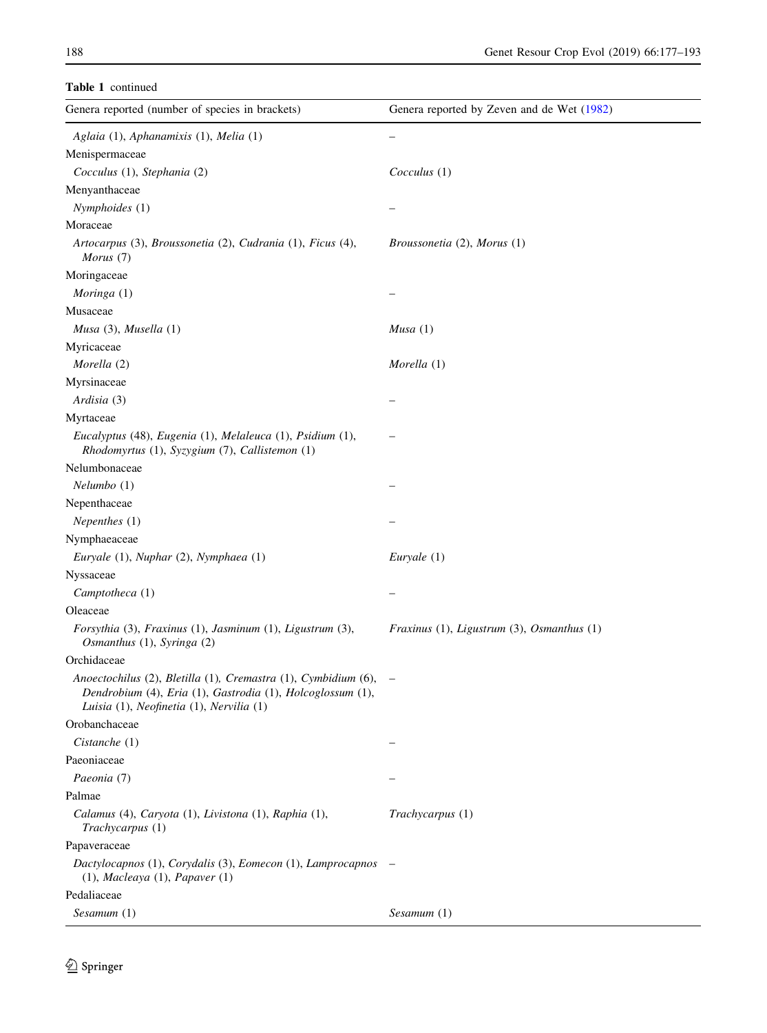**Table 1** continued

| Genera reported (number of species in brackets) | Genera reported by Zeven and de Wet (1982) |
| --- | --- |
| *Aglaia* (1), *Aphanamixis* (1), *Melia* (1) | – |
| Menispermaceae | |
| *Cocculus* (1), *Stephania* (2) | *Cocculus* (1) |
| Menyanthaceae | |
| *Nymphoides* (1) | – |
| Moraceae | |
| *Artocarpus* (3), *Broussonetia* (2), *Cudrania* (1), *Ficus* (4), *Morus* (7) | *Broussonetia* (2), *Morus* (1) |
| Moringaceae | |
| *Moringa* (1) | – |
| Musaceae | |
| *Musa* (3), *Musella* (1) | *Musa* (1) |
| Myricaceae | |
| *Morella* (2) | *Morella* (1) |
| Myrsinaceae | |
| *Ardisia* (3) | – |
| Myrtaceae | |
| *Eucalyptus* (48), *Eugenia* (1), *Melaleuca* (1), *Psidium* (1), *Rhodomyrtus* (1), *Syzygium* (7), *Callistemon* (1) | – |
| Nelumbonaceae | |
| *Nelumbo* (1) | – |
| Nepenthaceae | |
| *Nepenthes* (1) | – |
| Nymphaeaceae | |
| *Euryale* (1), *Nuphar* (2), *Nymphaea* (1) | *Euryale* (1) |
| Nyssaceae | |
| *Camptotheca* (1) | – |
| Oleaceae | |
| *Forsythia* (3), *Fraxinus* (1), *Jasminum* (1), *Ligustrum* (3), *Osmanthus* (1), *Syringa* (2) | *Fraxinus* (1), *Ligustrum* (3), *Osmanthus* (1) |
| Orchidaceae | |
| *Anoectochilus* (2), *Bletilla* (1), *Cremastra* (1), *Cymbidium* (6), *Dendrobium* (4), *Eria* (1), *Gastrodia* (1), *Holcoglossum* (1), *Luisia* (1), *Neofinetia* (1), *Nervilia* (1) | – |
| Orobanchaceae | |
| *Cistanche* (1) | – |
| Paeoniaceae | |
| *Paeonia* (7) | – |
| Palmae | |
| *Calamus* (4), *Caryota* (1), *Livistona* (1), *Raphia* (1), *Trachycarpus* (1) | *Trachycarpus* (1) |
| Papaveraceae | |
| *Dactylocapnos* (1), *Corydalis* (3), *Eomecon* (1), *Lamprocapnos* (1), *Macleaya* (1), *Papaver* (1) | – |
| Pedaliaceae | |
| *Sesamum* (1) | *Sesamum* (1) |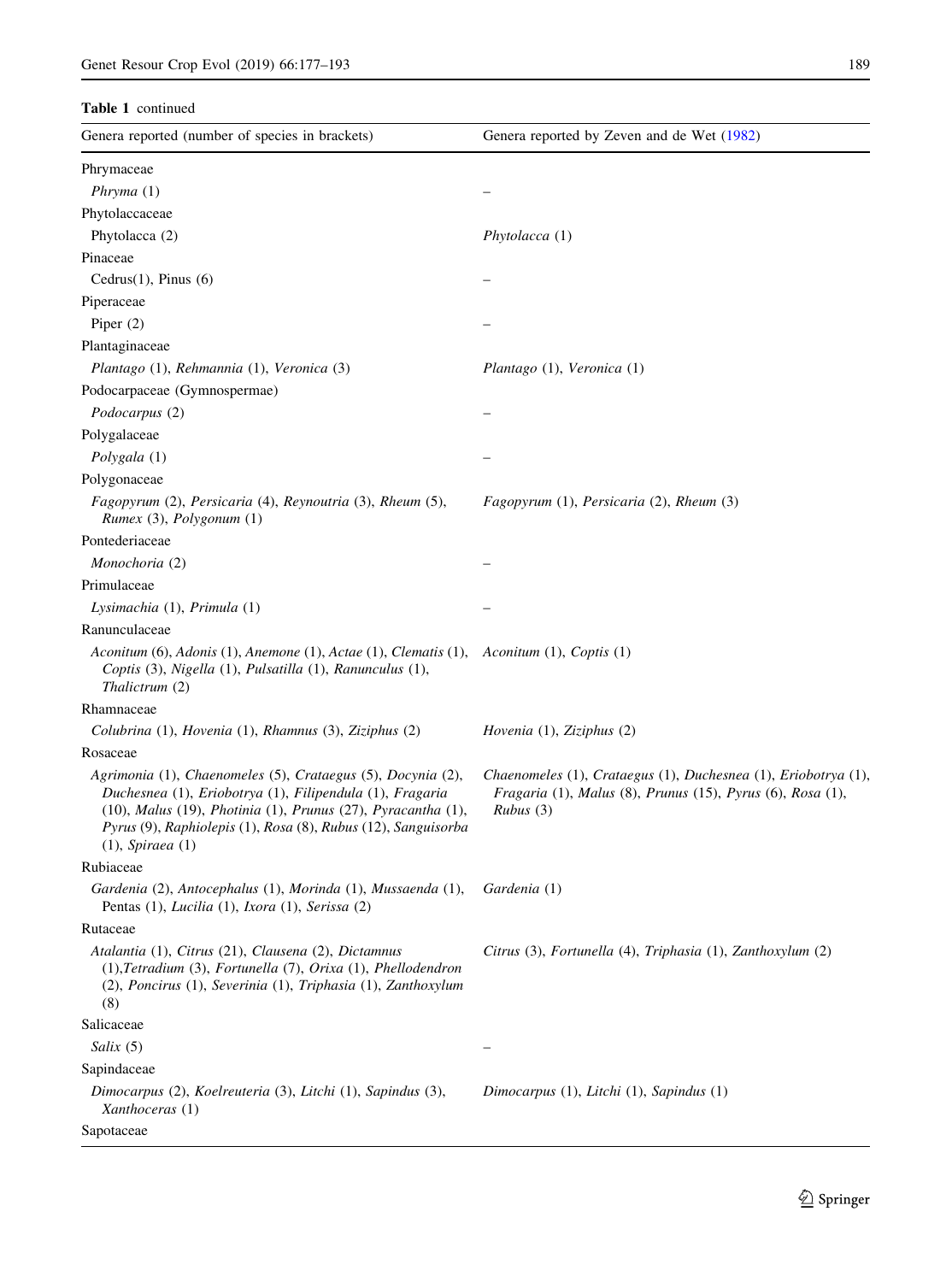**Table 1** continued

| Genera reported (number of species in brackets) | Genera reported by Zeven and de Wet (1982) |
| --- | --- |
| Phrymaceae | |
| *Phryma* (1) | – |
| Phytolaccaceae | |
| Phytolacca (2) | *Phytolacca* (1) |
| Pinaceae | |
| Cedrus(1), Pinus (6) | – |
| Piperaceae | |
| Piper (2) | – |
| Plantaginaceae | |
| *Plantago* (1), *Rehmannia* (1), *Veronica* (3) | *Plantago* (1), *Veronica* (1) |
| Podocarpaceae (Gymnospermae) | |
| *Podocarpus* (2) | – |
| Polygalaceae | |
| *Polygala* (1) | – |
| Polygonaceae | |
| *Fagopyrum* (2), *Persicaria* (4), *Reynoutria* (3), *Rheum* (5), *Rumex* (3), *Polygonum* (1) | *Fagopyrum* (1), *Persicaria* (2), *Rheum* (3) |
| Pontederiaceae | |
| *Monochoria* (2) | – |
| Primulaceae | |
| *Lysimachia* (1), *Primula* (1) | – |
| Ranunculaceae | |
| *Aconitum* (6), *Adonis* (1), *Anemone* (1), *Actae* (1), *Clematis* (1), *Coptis* (3), *Nigella* (1), *Pulsatilla* (1), *Ranunculus* (1), *Thalictrum* (2) | *Aconitum* (1), *Coptis* (1) |
| Rhamnaceae | |
| *Colubrina* (1), *Hovenia* (1), *Rhamnus* (3), *Ziziphus* (2) | *Hovenia* (1), *Ziziphus* (2) |
| Rosaceae | |
| *Agrimonia* (1), *Chaenomeles* (5), *Crataegus* (5), *Docynia* (2), *Duchesnea* (1), *Eriobotrya* (1), *Filipendula* (1), *Fragaria* (10), *Malus* (19), *Photinia* (1), *Prunus* (27), *Pyracantha* (1), *Pyrus* (9), *Raphiolepis* (1), *Rosa* (8), *Rubus* (12), *Sanguisorba* (1), *Spiraea* (1) | *Chaenomeles* (1), *Crataegus* (1), *Duchesnea* (1), *Eriobotrya* (1), *Fragaria* (1), *Malus* (8), *Prunus* (15), *Pyrus* (6), *Rosa* (1), *Rubus* (3) |
| Rubiaceae | |
| *Gardenia* (2), *Antocephalus* (1), *Morinda* (1), *Mussaenda* (1), Pentas (1), *Lucilia* (1), *Ixora* (1), *Serissa* (2) | *Gardenia* (1) |
| Rutaceae | |
| *Atalantia* (1), *Citrus* (21), *Clausena* (2), *Dictamnus* (1),*Tetradium* (3), *Fortunella* (7), *Orixa* (1), *Phellodendron* (2), *Poncirus* (1), *Severinia* (1), *Triphasia* (1), *Zanthoxylum* (8) | *Citrus* (3), *Fortunella* (4), *Triphasia* (1), *Zanthoxylum* (2) |
| Salicaceae | |
| *Salix* (5) | – |
| Sapindaceae | |
| *Dimocarpus* (2), *Koelreuteria* (3), *Litchi* (1), *Sapindus* (3), *Xanthoceras* (1) | *Dimocarpus* (1), *Litchi* (1), *Sapindus* (1) |
| Sapotaceae | |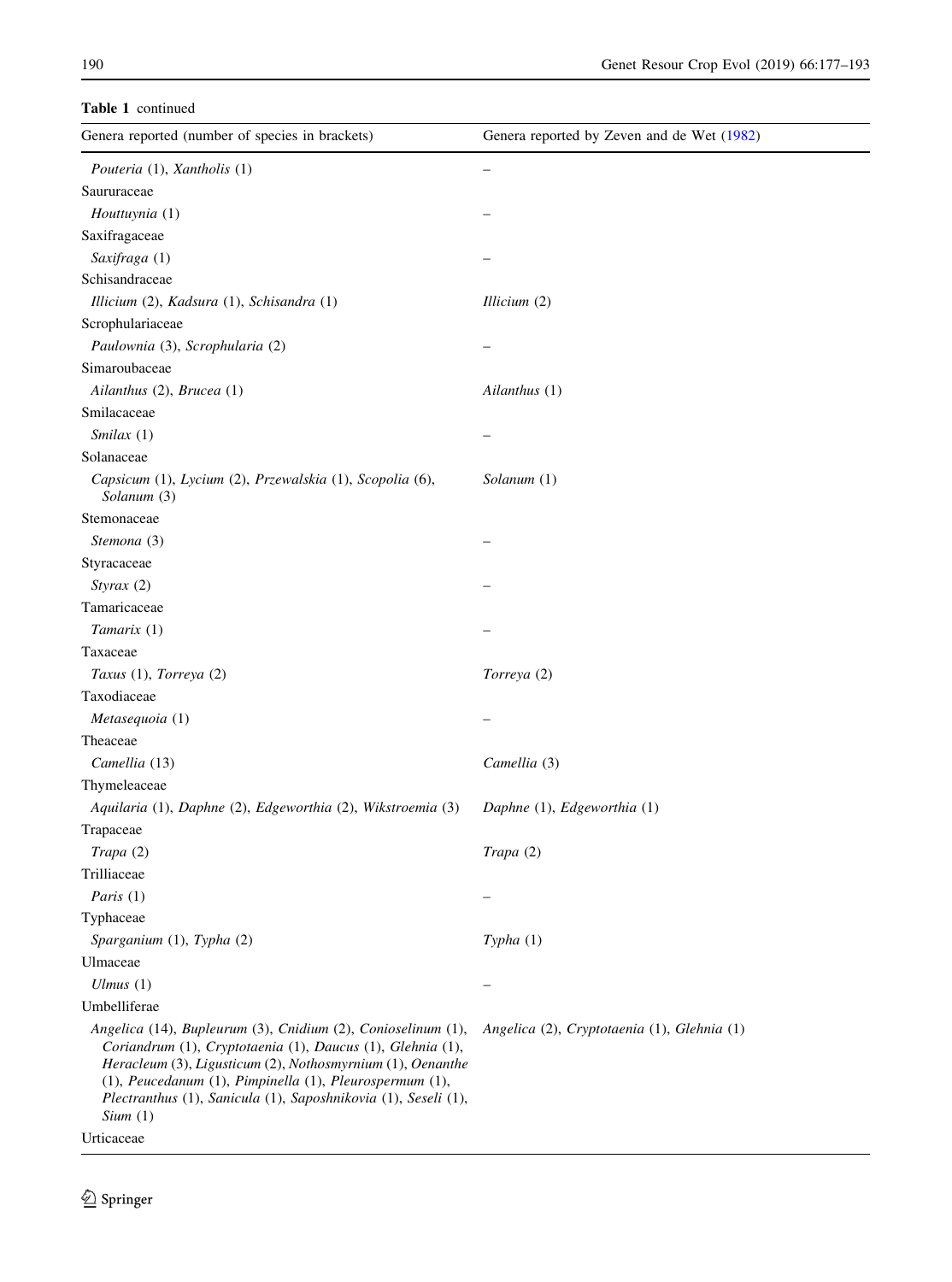**Table 1** continued

| Genera reported (number of species in brackets) | Genera reported by Zeven and de Wet (1982) |
|---|---|
| *Pouteria* (1), *Xantholis* (1) | – |
| Saururaceae | |
| *Houttuynia* (1) | – |
| Saxifragaceae | |
| *Saxifraga* (1) | – |
| Schisandraceae | |
| *Illicium* (2), *Kadsura* (1), *Schisandra* (1) | *Illicium* (2) |
| Scrophulariaceae | |
| *Paulownia* (3), *Scrophularia* (2) | – |
| Simaroubaceae | |
| *Ailanthus* (2), *Brucea* (1) | *Ailanthus* (1) |
| Smilacaceae | |
| *Smilax* (1) | – |
| Solanaceae | |
| *Capsicum* (1), *Lycium* (2), *Przewalskia* (1), *Scopolia* (6), *Solanum* (3) | *Solanum* (1) |
| Stemonaceae | |
| *Stemona* (3) | – |
| Styracaceae | |
| *Styrax* (2) | – |
| Tamaricaceae | |
| *Tamarix* (1) | – |
| Taxaceae | |
| *Taxus* (1), *Torreya* (2) | *Torreya* (2) |
| Taxodiaceae | |
| *Metasequoia* (1) | – |
| Theaceae | |
| *Camellia* (13) | *Camellia* (3) |
| Thymeleaceae | |
| *Aquilaria* (1), *Daphne* (2), *Edgeworthia* (2), *Wikstroemia* (3) | *Daphne* (1), *Edgeworthia* (1) |
| Trapaceae | |
| *Trapa* (2) | *Trapa* (2) |
| Trilliaceae | |
| *Paris* (1) | – |
| Typhaceae | |
| *Sparganium* (1), *Typha* (2) | *Typha* (1) |
| Ulmaceae | |
| *Ulmus* (1) | – |
| Umbelliferae | |
| *Angelica* (14), *Bupleurum* (3), *Cnidium* (2), *Conioselinum* (1), *Coriandrum* (1), *Cryptotaenia* (1), *Daucus* (1), *Glehnia* (1), *Heracleum* (3), *Ligusticum* (2), *Nothosmyrnium* (1), *Oenanthe* (1), *Peucedanum* (1), *Pimpinella* (1), *Pleurospermum* (1), *Plectranthus* (1), *Sanicula* (1), *Saposhnikovia* (1), *Seseli* (1), *Sium* (1) | *Angelica* (2), *Cryptotaenia* (1), *Glehnia* (1) |
| Urticaceae | |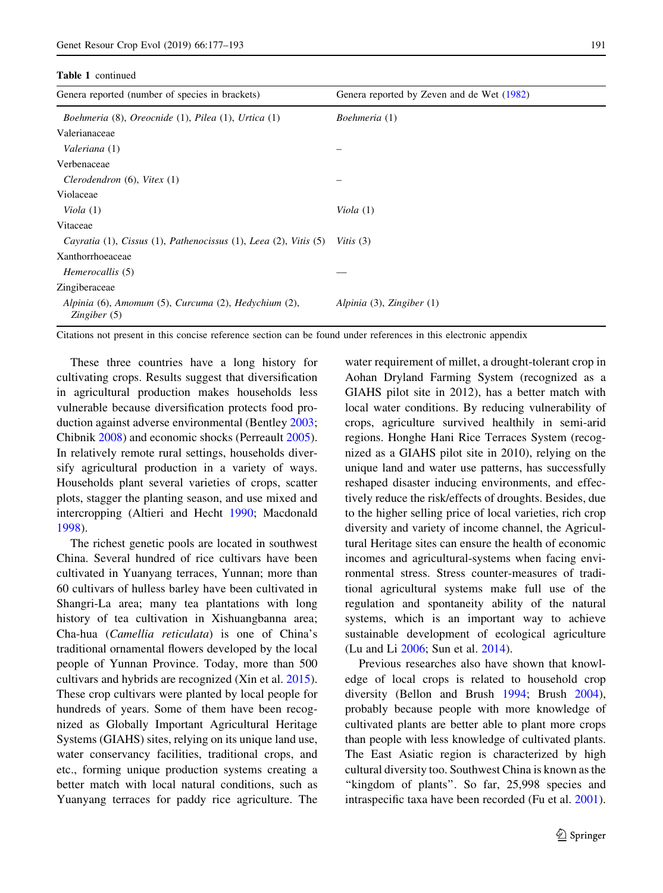**Table 1** continued

| Genera reported (number of species in brackets) | Genera reported by Zeven and de Wet (1982) |
|---|---|
| *Boehmeria* (8), *Oreocnide* (1), *Pilea* (1), *Urtica* (1) | *Boehmeria* (1) |
| Valerianaceae | |
| *Valeriana* (1) | – |
| Verbenaceae | |
| *Clerodendron* (6), *Vitex* (1) | – |
| Violaceae | |
| *Viola* (1) | *Viola* (1) |
| Vitaceae | |
| *Cayratia* (1), *Cissus* (1), *Pathenocissus* (1), *Leea* (2), *Vitis* (5) | *Vitis* (3) |
| Xanthorrhoeaceae | |
| *Hemerocallis* (5) | — |
| Zingiberaceae | |
| *Alpinia* (6), *Amomum* (5), *Curcuma* (2), *Hedychium* (2), *Zingiber* (5) | *Alpinia* (3), *Zingiber* (1) |

Citations not present in this concise reference section can be found under references in this electronic appendix

These three countries have a long history for cultivating crops. Results suggest that diversification in agricultural production makes households less vulnerable because diversification protects food production against adverse environmental (Bentley 2003; Chibnik 2008) and economic shocks (Perreault 2005). In relatively remote rural settings, households diversify agricultural production in a variety of ways. Households plant several varieties of crops, scatter plots, stagger the planting season, and use mixed and intercropping (Altieri and Hecht 1990; Macdonald 1998).

The richest genetic pools are located in southwest China. Several hundred of rice cultivars have been cultivated in Yuanyang terraces, Yunnan; more than 60 cultivars of hulless barley have been cultivated in Shangri-La area; many tea plantations with long history of tea cultivation in Xishuangbanna area; Cha-hua (*Camellia reticulata*) is one of China's traditional ornamental flowers developed by the local people of Yunnan Province. Today, more than 500 cultivars and hybrids are recognized (Xin et al. 2015). These crop cultivars were planted by local people for hundreds of years. Some of them have been recognized as Globally Important Agricultural Heritage Systems (GIAHS) sites, relying on its unique land use, water conservancy facilities, traditional crops, and etc., forming unique production systems creating a better match with local natural conditions, such as Yuanyang terraces for paddy rice agriculture. The water requirement of millet, a drought-tolerant crop in Aohan Dryland Farming System (recognized as a GIAHS pilot site in 2012), has a better match with local water conditions. By reducing vulnerability of crops, agriculture survived healthily in semi-arid regions. Honghe Hani Rice Terraces System (recognized as a GIAHS pilot site in 2010), relying on the unique land and water use patterns, has successfully reshaped disaster inducing environments, and effectively reduce the risk/effects of droughts. Besides, due to the higher selling price of local varieties, rich crop diversity and variety of income channel, the Agricultural Heritage sites can ensure the health of economic incomes and agricultural-systems when facing environmental stress. Stress counter-measures of traditional agricultural systems make full use of the regulation and spontaneity ability of the natural systems, which is an important way to achieve sustainable development of ecological agriculture (Lu and Li 2006; Sun et al. 2014).

Previous researches also have shown that knowledge of local crops is related to household crop diversity (Bellon and Brush 1994; Brush 2004), probably because people with more knowledge of cultivated plants are better able to plant more crops than people with less knowledge of cultivated plants. The East Asiatic region is characterized by high cultural diversity too. Southwest China is known as the "kingdom of plants". So far, 25,998 species and intraspecific taxa have been recorded (Fu et al. 2001).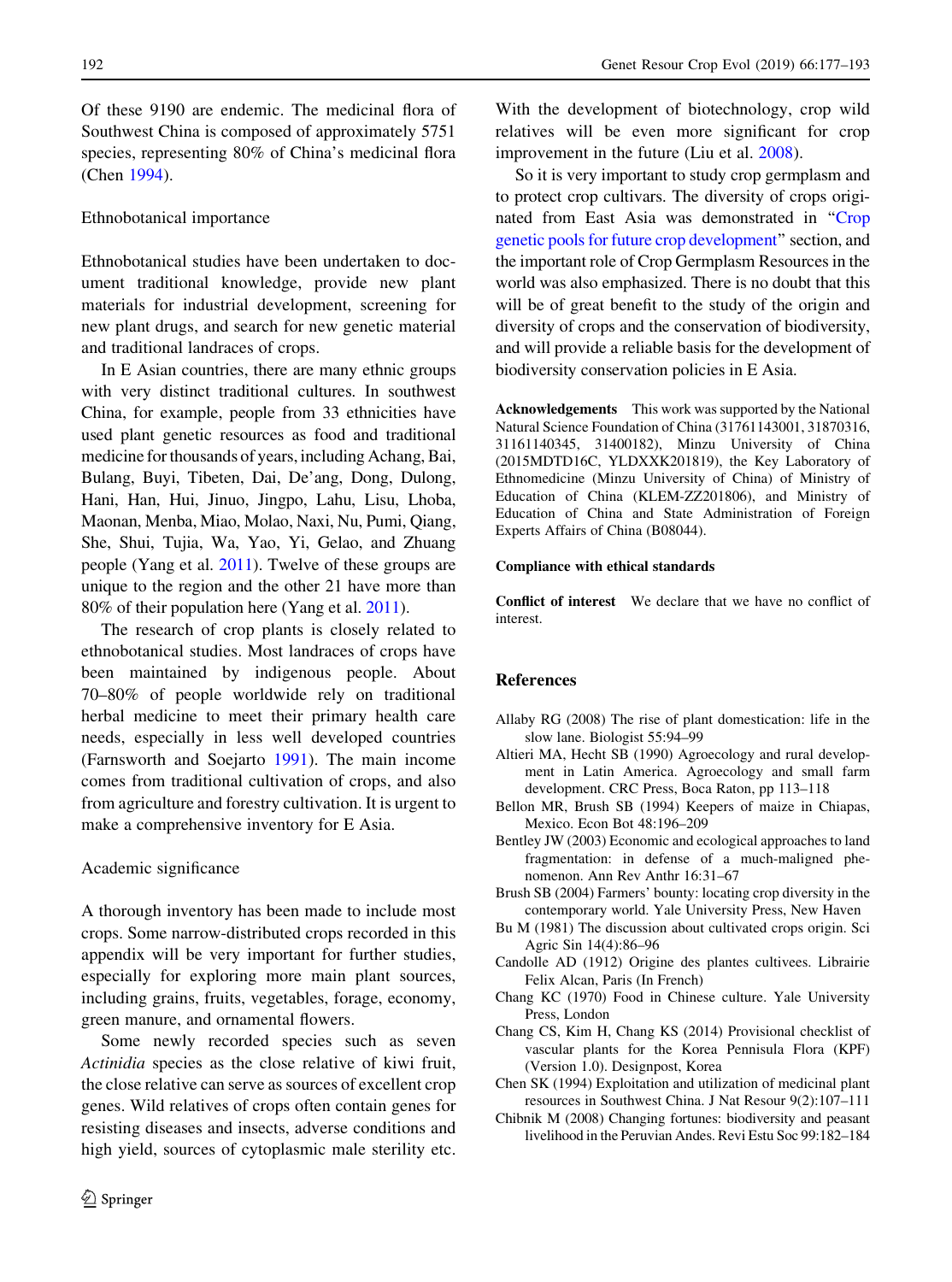Of these 9190 are endemic. The medicinal flora of Southwest China is composed of approximately 5751 species, representing 80% of China's medicinal flora (Chen 1994).

### Ethnobotanical importance

Ethnobotanical studies have been undertaken to document traditional knowledge, provide new plant materials for industrial development, screening for new plant drugs, and search for new genetic material and traditional landraces of crops.

In E Asian countries, there are many ethnic groups with very distinct traditional cultures. In southwest China, for example, people from 33 ethnicities have used plant genetic resources as food and traditional medicine for thousands of years, including Achang, Bai, Bulang, Buyi, Tibeten, Dai, De'ang, Dong, Dulong, Hani, Han, Hui, Jinuo, Jingpo, Lahu, Lisu, Lhoba, Maonan, Menba, Miao, Molao, Naxi, Nu, Pumi, Qiang, She, Shui, Tujia, Wa, Yao, Yi, Gelao, and Zhuang people (Yang et al. 2011). Twelve of these groups are unique to the region and the other 21 have more than 80% of their population here (Yang et al. 2011).

The research of crop plants is closely related to ethnobotanical studies. Most landraces of crops have been maintained by indigenous people. About 70–80% of people worldwide rely on traditional herbal medicine to meet their primary health care needs, especially in less well developed countries (Farnsworth and Soejarto 1991). The main income comes from traditional cultivation of crops, and also from agriculture and forestry cultivation. It is urgent to make a comprehensive inventory for E Asia.

### Academic significance

A thorough inventory has been made to include most crops. Some narrow-distributed crops recorded in this appendix will be very important for further studies, especially for exploring more main plant sources, including grains, fruits, vegetables, forage, economy, green manure, and ornamental flowers.

Some newly recorded species such as seven *Actinidia* species as the close relative of kiwi fruit, the close relative can serve as sources of excellent crop genes. Wild relatives of crops often contain genes for resisting diseases and insects, adverse conditions and high yield, sources of cytoplasmic male sterility etc. With the development of biotechnology, crop wild relatives will be even more significant for crop improvement in the future (Liu et al. 2008).

So it is very important to study crop germplasm and to protect crops cultivars. The diversity of crops originated from East Asia was demonstrated in "Crop genetic pools for future crop development" section, and the important role of Crop Germplasm Resources in the world was also emphasized. There is no doubt that this will be of great benefit to the study of the origin and diversity of crops and the conservation of biodiversity, and will provide a reliable basis for the development of biodiversity conservation policies in E Asia.

**Acknowledgements** This work was supported by the National Natural Science Foundation of China (31761143001, 31870316, 31161140345, 31400182), Minzu University of China (2015MDTD16C, YLDXXK201819), the Key Laboratory of Ethnomedicine (Minzu University of China) of Ministry of Education of China (KLEM-ZZ201806), and Ministry of Education of China and State Administration of Foreign Experts Affairs of China (B08044).

**Compliance with ethical standards**

**Conflict of interest** We declare that we have no conflict of interest.

## References

Allaby RG (2008) The rise of plant domestication: life in the slow lane. Biologist 55:94–99

Altieri MA, Hecht SB (1990) Agroecology and rural development in Latin America. Agroecology and small farm development. CRC Press, Boca Raton, pp 113–118

Bellon MR, Brush SB (1994) Keepers of maize in Chiapas, Mexico. Econ Bot 48:196–209

Bentley JW (2003) Economic and ecological approaches to land fragmentation: in defense of a much-maligned phenomenon. Ann Rev Anthr 16:31–67

Brush SB (2004) Farmers' bounty: locating crop diversity in the contemporary world. Yale University Press, New Haven

Bu M (1981) The discussion about cultivated crops origin. Sci Agric Sin 14(4):86–96

Candolle AD (1912) Origine des plantes cultivees. Librairie Felix Alcan, Paris (In French)

Chang KC (1970) Food in Chinese culture. Yale University Press, London

Chang CS, Kim H, Chang KS (2014) Provisional checklist of vascular plants for the Korea Pennisula Flora (KPF) (Version 1.0). Designpost, Korea

Chen SK (1994) Exploitation and utilization of medicinal plant resources in Southwest China. J Nat Resour 9(2):107–111

Chibnik M (2008) Changing fortunes: biodiversity and peasant livelihood in the Peruvian Andes. Revi Estu Soc 99:182–184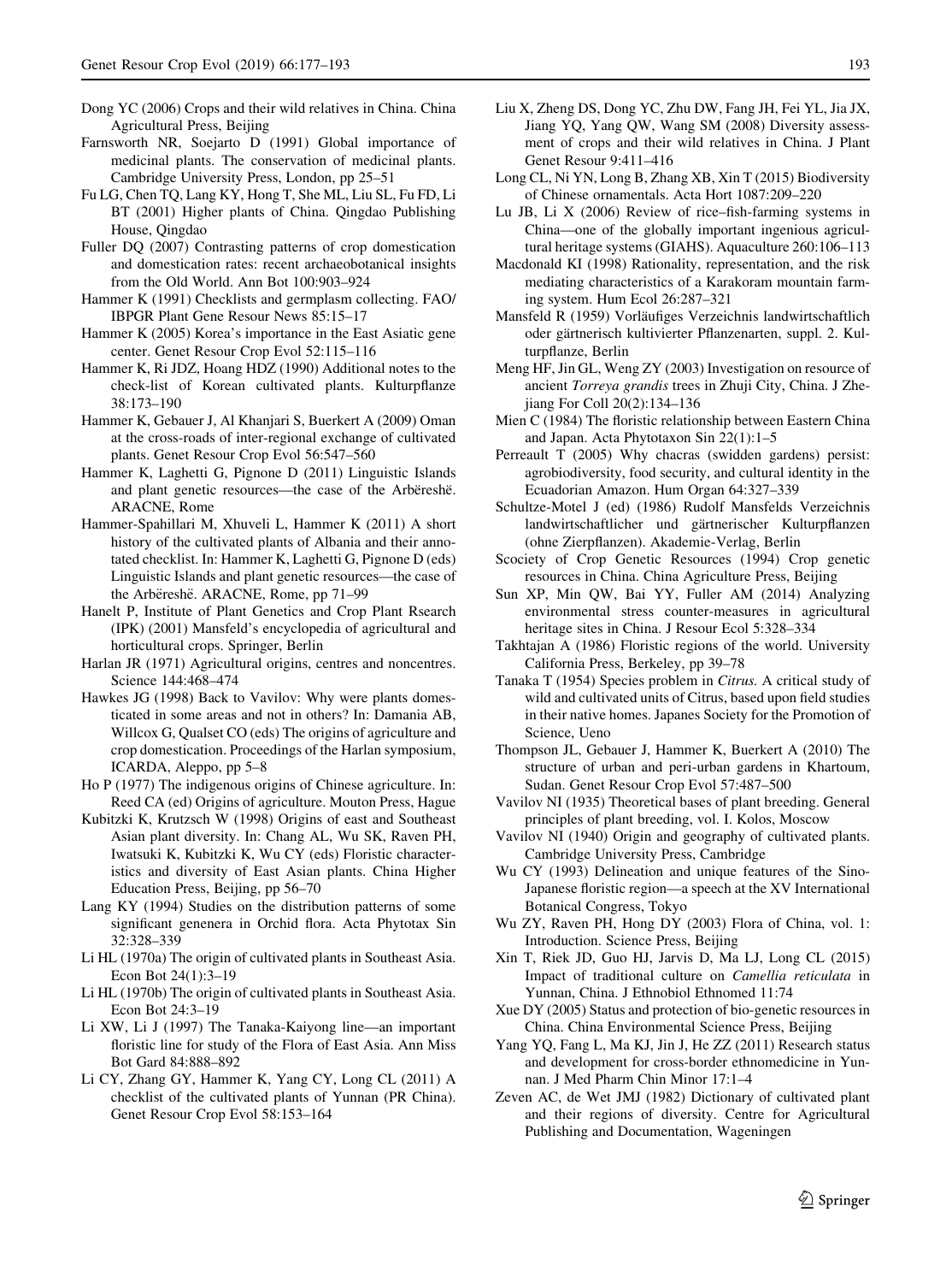Dong YC (2006) Crops and their wild relatives in China. China Agricultural Press, Beijing

Farnsworth NR, Soejarto D (1991) Global importance of medicinal plants. The conservation of medicinal plants. Cambridge University Press, London, pp 25–51

Fu LG, Chen TQ, Lang KY, Hong T, She ML, Liu SL, Fu FD, Li BT (2001) Higher plants of China. Qingdao Publishing House, Qingdao

Fuller DQ (2007) Contrasting patterns of crop domestication and domestication rates: recent archaeobotanical insights from the Old World. Ann Bot 100:903–924

Hammer K (1991) Checklists and germplasm collecting. FAO/IBPGR Plant Gene Resour News 85:15–17

Hammer K (2005) Korea's importance in the East Asiatic gene center. Genet Resour Crop Evol 52:115–116

Hammer K, Ri JDZ, Hoang HDZ (1990) Additional notes to the check-list of Korean cultivated plants. Kulturpflanze 38:173–190

Hammer K, Gebauer J, Al Khanjari S, Buerkert A (2009) Oman at the cross-roads of inter-regional exchange of cultivated plants. Genet Resour Crop Evol 56:547–560

Hammer K, Laghetti G, Pignone D (2011) Linguistic Islands and plant genetic resources—the case of the Arbëreshë. ARACNE, Rome

Hammer-Spahillari M, Xhuveli L, Hammer K (2011) A short history of the cultivated plants of Albania and their annotated checklist. In: Hammer K, Laghetti G, Pignone D (eds) Linguistic Islands and plant genetic resources—the case of the Arbëreshë. ARACNE, Rome, pp 71–99

Hanelt P, Institute of Plant Genetics and Crop Plant Rsearch (IPK) (2001) Mansfeld's encyclopedia of agricultural and horticultural crops. Springer, Berlin

Harlan JR (1971) Agricultural origins, centres and noncentres. Science 144:468–474

Hawkes JG (1998) Back to Vavilov: Why were plants domesticated in some areas and not in others? In: Damania AB, Willcox G, Qualset CO (eds) The origins of agriculture and crop domestication. Proceedings of the Harlan symposium, ICARDA, Aleppo, pp 5–8

Ho P (1977) The indigenous origins of Chinese agriculture. In: Reed CA (ed) Origins of agriculture. Mouton Press, Hague

Kubitzki K, Krutzsch W (1998) Origins of east and Southeast Asian plant diversity. In: Chang AL, Wu SK, Raven PH, Iwatsuki K, Kubitzki K, Wu CY (eds) Floristic characteristics and diversity of East Asian plants. China Higher Education Press, Beijing, pp 56–70

Lang KY (1994) Studies on the distribution patterns of some significant genenera in Orchid flora. Acta Phytotax Sin 32:328–339

Li HL (1970a) The origin of cultivated plants in Southeast Asia. Econ Bot 24(1):3–19

Li HL (1970b) The origin of cultivated plants in Southeast Asia. Econ Bot 24:3–19

Li XW, Li J (1997) The Tanaka-Kaiyong line—an important floristic line for study of the Flora of East Asia. Ann Miss Bot Gard 84:888–892

Li CY, Zhang GY, Hammer K, Yang CY, Long CL (2011) A checklist of the cultivated plants of Yunnan (PR China). Genet Resour Crop Evol 58:153–164

Liu X, Zheng DS, Dong YC, Zhu DW, Fang JH, Fei YL, Jia JX, Jiang YQ, Yang QW, Wang SM (2008) Diversity assessment of crops and their wild relatives in China. J Plant Genet Resour 9:411–416

Long CL, Ni YN, Long B, Zhang XB, Xin T (2015) Biodiversity of Chinese ornamentals. Acta Hort 1087:209–220

Lu JB, Li X (2006) Review of rice–fish-farming systems in China—one of the globally important ingenious agricultural heritage systems (GIAHS). Aquaculture 260:106–113

Macdonald KI (1998) Rationality, representation, and the risk mediating characteristics of a Karakoram mountain farming system. Hum Ecol 26:287–321

Mansfeld R (1959) Vorläufiges Verzeichnis landwirtschaftlich oder gärtnerisch kultivierter Pflanzenarten, suppl. 2. Kulturpflanze, Berlin

Meng HF, Jin GL, Weng ZY (2003) Investigation on resource of ancient *Torreya grandis* trees in Zhuji City, China. J Zhejiang For Coll 20(2):134–136

Mien C (1984) The floristic relationship between Eastern China and Japan. Acta Phytotaxon Sin 22(1):1–5

Perreault T (2005) Why chacras (swidden gardens) persist: agrobiodiversity, food security, and cultural identity in the Ecuadorian Amazon. Hum Organ 64:327–339

Schultze-Motel J (ed) (1986) Rudolf Mansfelds Verzeichnis landwirtschaftlicher und gärtnerischer Kulturpflanzen (ohne Zierpflanzen). Akademie-Verlag, Berlin

Scociety of Crop Genetic Resources (1994) Crop genetic resources in China. China Agriculture Press, Beijing

Sun XP, Min QW, Bai YY, Fuller AM (2014) Analyzing environmental stress counter-measures in agricultural heritage sites in China. J Resour Ecol 5:328–334

Takhtajan A (1986) Floristic regions of the world. University California Press, Berkeley, pp 39–78

Tanaka T (1954) Species problem in *Citrus*. A critical study of wild and cultivated units of Citrus, based upon field studies in their native homes. Japanes Society for the Promotion of Science, Ueno

Thompson JL, Gebauer J, Hammer K, Buerkert A (2010) The structure of urban and peri-urban gardens in Khartoum, Sudan. Genet Resour Crop Evol 57:487–500

Vavilov NI (1935) Theoretical bases of plant breeding. General principles of plant breeding, vol. I. Kolos, Moscow

Vavilov NI (1940) Origin and geography of cultivated plants. Cambridge University Press, Cambridge

Wu CY (1993) Delineation and unique features of the Sino-Japanese floristic region—a speech at the XV International Botanical Congress, Tokyo

Wu ZY, Raven PH, Hong DY (2003) Flora of China, vol. 1: Introduction. Science Press, Beijing

Xin T, Riek JD, Guo HJ, Jarvis D, Ma LJ, Long CL (2015) Impact of traditional culture on *Camellia reticulata* in Yunnan, China. J Ethnobiol Ethnomed 11:74

Xue DY (2005) Status and protection of bio-genetic resources in China. China Environmental Science Press, Beijing

Yang YQ, Fang L, Ma KJ, Jin J, He ZZ (2011) Research status and development for cross-border ethnomedicine in Yunnan. J Med Pharm Chin Minor 17:1–4

Zeven AC, de Wet JMJ (1982) Dictionary of cultivated plant and their regions of diversity. Centre for Agricultural Publishing and Documentation, Wageningen